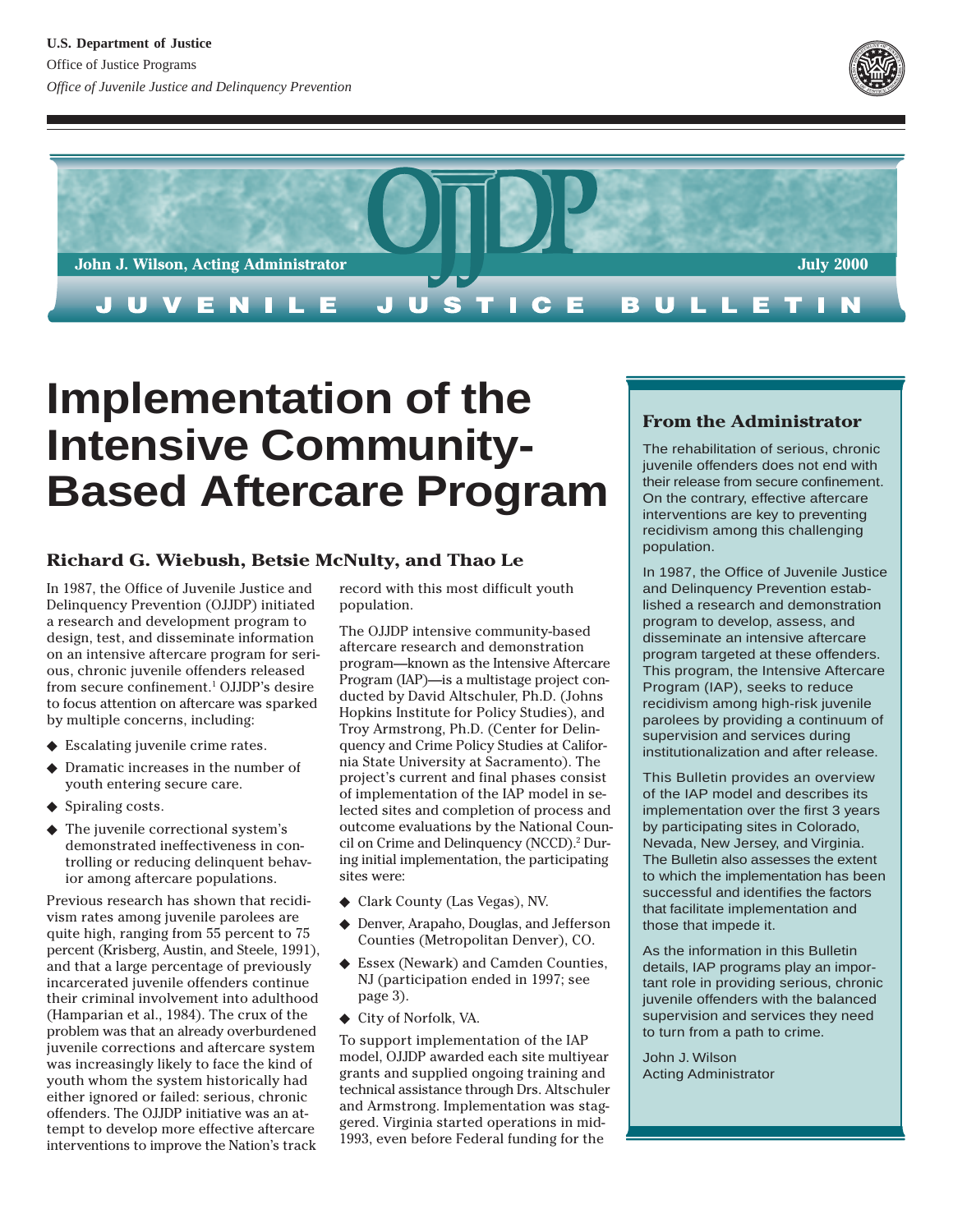U.S. Department of Justice

Office of Justice Programs

*Office of Juvenile Justice and Delinquency Prevention*

OJJDP

John J. Wilson, Acting Administrator

July 2000

JUVENILE JUSTICE BULLETIN

# Implementation of the Intensive Community-Based Aftercare Program

### Richard G. Wiebush, Betsie McNulty, and Thao Le

In 1987, the Office of Juvenile Justice and Delinquency Prevention (OJJDP) initiated a research and development program to design, test, and disseminate information on an intensive aftercare program for serious, chronic juvenile offenders released from secure confinement.[1] OJJDP's desire to focus attention on aftercare was sparked by multiple concerns, including:

- Escalating juvenile crime rates.
- Dramatic increases in the number of youth entering secure care.
- Spiraling costs.
- The juvenile correctional system's demonstrated ineffectiveness in controlling or reducing delinquent behavior among aftercare populations.

Previous research has shown that recidivism rates among juvenile parolees are quite high, ranging from 55 percent to 75 percent (Krisberg, Austin, and Steele, 1991), and that a large percentage of previously incarcerated juvenile offenders continue their criminal involvement into adulthood (Hamparian et al., 1984). The crux of the problem was that an already overburdened juvenile corrections and aftercare system was increasingly likely to face the kind of youth whom the system historically had either ignored or failed: serious, chronic offenders. The OJJDP initiative was an attempt to develop more effective aftercare interventions to improve the Nation's track record with this most difficult youth population.

The OJJDP intensive community-based aftercare research and demonstration program—known as the Intensive Aftercare Program (IAP)—is a multistage project conducted by David Altschuler, Ph.D. (Johns Hopkins Institute for Policy Studies), and Troy Armstrong, Ph.D. (Center for Delinquency and Crime Policy Studies at California State University at Sacramento). The project's current and final phases consist of implementation of the IAP model in selected sites and completion of process and outcome evaluations by the National Council on Crime and Delinquency (NCCD).[2] During initial implementation, the participating sites were:

- Clark County (Las Vegas), NV.
- Denver, Arapaho, Douglas, and Jefferson Counties (Metropolitan Denver), CO.
- Essex (Newark) and Camden Counties, NJ (participation ended in 1997; see page 3).
- City of Norfolk, VA.

To support implementation of the IAP model, OJJDP awarded each site multiyear grants and supplied ongoing training and technical assistance through Drs. Altschuler and Armstrong. Implementation was staggered. Virginia started operations in mid-1993, even before Federal funding for the

### From the Administrator

The rehabilitation of serious, chronic juvenile offenders does not end with their release from secure confinement. On the contrary, effective aftercare interventions are key to preventing recidivism among this challenging population.

In 1987, the Office of Juvenile Justice and Delinquency Prevention established a research and demonstration program to develop, assess, and disseminate an intensive aftercare program targeted at these offenders. This program, the Intensive Aftercare Program (IAP), seeks to reduce recidivism among high-risk juvenile parolees by providing a continuum of supervision and services during institutionalization and after release.

This Bulletin provides an overview of the IAP model and describes its implementation over the first 3 years by participating sites in Colorado, Nevada, New Jersey, and Virginia. The Bulletin also assesses the extent to which the implementation has been successful and identifies the factors that facilitate implementation and those that impede it.

As the information in this Bulletin details, IAP programs play an important role in providing serious, chronic juvenile offenders with the balanced supervision and services they need to turn from a path to crime.

John J. Wilson
Acting Administrator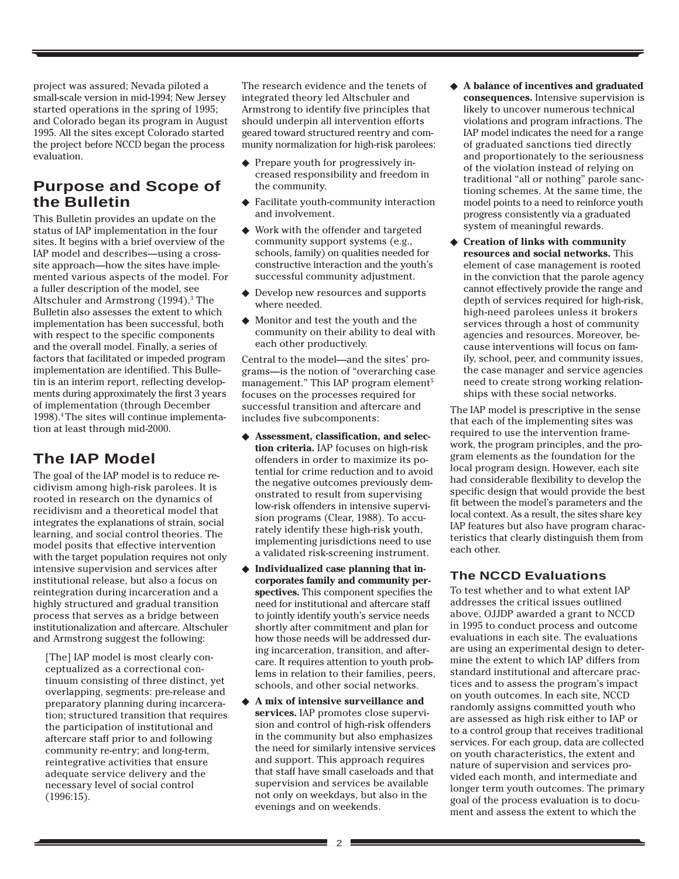project was assured; Nevada piloted a small-scale version in mid-1994; New Jersey started operations in the spring of 1995; and Colorado began its program in August 1995. All the sites except Colorado started the project before NCCD began the process evaluation.

## Purpose and Scope of the Bulletin

This Bulletin provides an update on the status of IAP implementation in the four sites. It begins with a brief overview of the IAP model and describes—using a cross-site approach—how the sites have implemented various aspects of the model. For a fuller description of the model, see Altschuler and Armstrong (1994).[3] The Bulletin also assesses the extent to which implementation has been successful, both with respect to the specific components and the overall model. Finally, a series of factors that facilitated or impeded program implementation are identified. This Bulletin is an interim report, reflecting developments during approximately the first 3 years of implementation (through December 1998).[4] The sites will continue implementation at least through mid-2000.

## The IAP Model

The goal of the IAP model is to reduce recidivism among high-risk parolees. It is rooted in research on the dynamics of recidivism and a theoretical model that integrates the explanations of strain, social learning, and social control theories. The model posits that effective intervention with the target population requires not only intensive supervision and services after institutional release, but also a focus on reintegration during incarceration and a highly structured and gradual transition process that serves as a bridge between institutionalization and aftercare. Altschuler and Armstrong suggest the following:

> [The] IAP model is most clearly conceptualized as a correctional continuum consisting of three distinct, yet overlapping, segments: pre-release and preparatory planning during incarceration; structured transition that requires the participation of institutional and aftercare staff prior to and following community re-entry; and long-term, reintegrative activities that ensure adequate service delivery and the necessary level of social control (1996:15).

The research evidence and the tenets of integrated theory led Altschuler and Armstrong to identify five principles that should underpin all intervention efforts geared toward structured reentry and community normalization for high-risk parolees:

- Prepare youth for progressively increased responsibility and freedom in the community.
- Facilitate youth-community interaction and involvement.
- Work with the offender and targeted community support systems (e.g., schools, family) on qualities needed for constructive interaction and the youth's successful community adjustment.
- Develop new resources and supports where needed.
- Monitor and test the youth and the community on their ability to deal with each other productively.

Central to the model—and the sites' programs—is the notion of "overarching case management." This IAP program element[5] focuses on the processes required for successful transition and aftercare and includes five subcomponents:

- **Assessment, classification, and selection criteria.** IAP focuses on high-risk offenders in order to maximize its potential for crime reduction and to avoid the negative outcomes previously demonstrated to result from supervising low-risk offenders in intensive supervision programs (Clear, 1988). To accurately identify these high-risk youth, implementing jurisdictions need to use a validated risk-screening instrument.
- **Individualized case planning that incorporates family and community perspectives.** This component specifies the need for institutional and aftercare staff to jointly identify youth's service needs shortly after commitment and plan for how those needs will be addressed during incarceration, transition, and aftercare. It requires attention to youth problems in relation to their families, peers, schools, and other social networks.
- **A mix of intensive surveillance and services.** IAP promotes close supervision and control of high-risk offenders in the community but also emphasizes the need for similarly intensive services and support. This approach requires that staff have small caseloads and that supervision and services be available not only on weekdays, but also in the evenings and on weekends.
- **A balance of incentives and graduated consequences.** Intensive supervision is likely to uncover numerous technical violations and program infractions. The IAP model indicates the need for a range of graduated sanctions tied directly and proportionately to the seriousness of the violation instead of relying on traditional "all or nothing" parole sanctioning schemes. At the same time, the model points to a need to reinforce youth progress consistently via a graduated system of meaningful rewards.
- **Creation of links with community resources and social networks.** This element of case management is rooted in the conviction that the parole agency cannot effectively provide the range and depth of services required for high-risk, high-need parolees unless it brokers services through a host of community agencies and resources. Moreover, because interventions will focus on family, school, peer, and community issues, the case manager and service agencies need to create strong working relationships with these social networks.

The IAP model is prescriptive in the sense that each of the implementing sites was required to use the intervention framework, the program principles, and the program elements as the foundation for the local program design. However, each site had considerable flexibility to develop the specific design that would provide the best fit between the model's parameters and the local context. As a result, the sites share key IAP features but also have program characteristics that clearly distinguish them from each other.

### The NCCD Evaluations

To test whether and to what extent IAP addresses the critical issues outlined above, OJJDP awarded a grant to NCCD in 1995 to conduct process and outcome evaluations in each site. The evaluations are using an experimental design to determine the extent to which IAP differs from standard institutional and aftercare practices and to assess the program's impact on youth outcomes. In each site, NCCD randomly assigns committed youth who are assessed as high risk either to IAP or to a control group that receives traditional services. For each group, data are collected on youth characteristics, the extent and nature of supervision and services provided each month, and intermediate and longer term youth outcomes. The primary goal of the process evaluation is to document and assess the extent to which the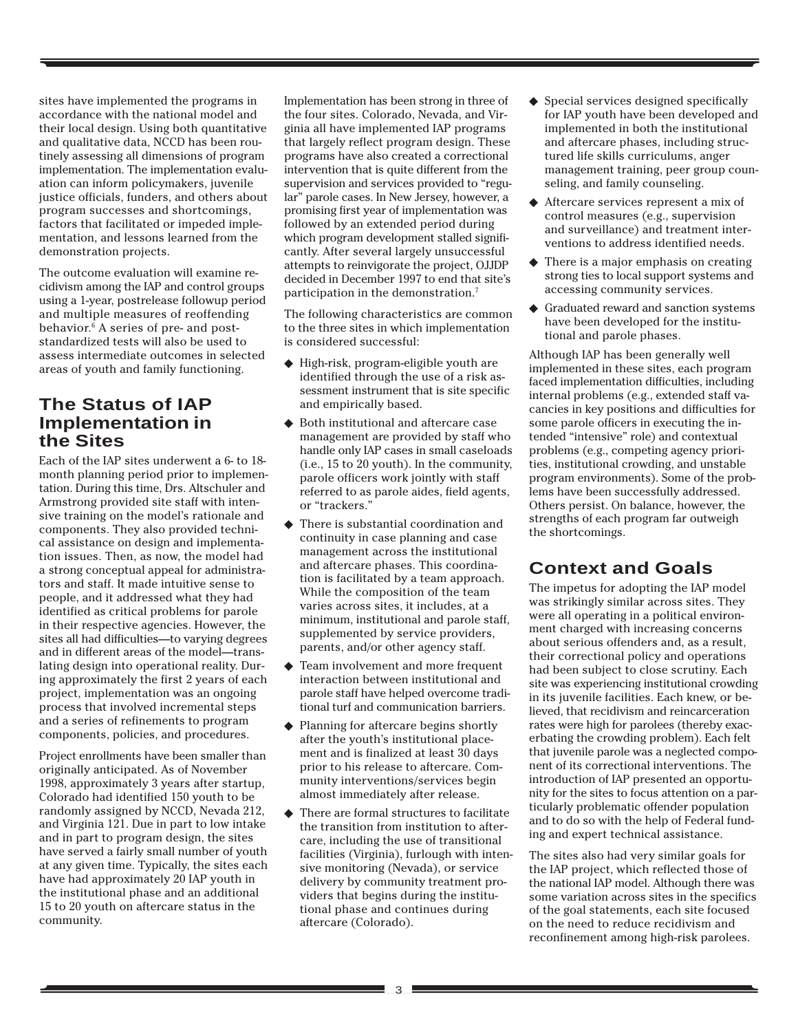sites have implemented the programs in accordance with the national model and their local design. Using both quantitative and qualitative data, NCCD has been routinely assessing all dimensions of program implementation. The implementation evaluation can inform policymakers, juvenile justice officials, funders, and others about program successes and shortcomings, factors that facilitated or impeded implementation, and lessons learned from the demonstration projects.

The outcome evaluation will examine recidivism among the IAP and control groups using a 1-year, postrelease followup period and multiple measures of reoffending behavior.[6] A series of pre- and post-standardized tests will also be used to assess intermediate outcomes in selected areas of youth and family functioning.

## The Status of IAP Implementation in the Sites

Each of the IAP sites underwent a 6- to 18-month planning period prior to implementation. During this time, Drs. Altschuler and Armstrong provided site staff with intensive training on the model's rationale and components. They also provided technical assistance on design and implementation issues. Then, as now, the model had a strong conceptual appeal for administrators and staff. It made intuitive sense to people, and it addressed what they had identified as critical problems for parole in their respective agencies. However, the sites all had difficulties—to varying degrees and in different areas of the model—translating design into operational reality. During approximately the first 2 years of each project, implementation was an ongoing process that involved incremental steps and a series of refinements to program components, policies, and procedures.

Project enrollments have been smaller than originally anticipated. As of November 1998, approximately 3 years after startup, Colorado had identified 150 youth to be randomly assigned by NCCD, Nevada 212, and Virginia 121. Due in part to low intake and in part to program design, the sites have served a fairly small number of youth at any given time. Typically, the sites each have had approximately 20 IAP youth in the institutional phase and an additional 15 to 20 youth on aftercare status in the community.

Implementation has been strong in three of the four sites. Colorado, Nevada, and Virginia all have implemented IAP programs that largely reflect program design. These programs have also created a correctional intervention that is quite different from the supervision and services provided to "regular" parole cases. In New Jersey, however, a promising first year of implementation was followed by an extended period during which program development stalled significantly. After several largely unsuccessful attempts to reinvigorate the project, OJJDP decided in December 1997 to end that site's participation in the demonstration.[7]

The following characteristics are common to the three sites in which implementation is considered successful:

- High-risk, program-eligible youth are identified through the use of a risk assessment instrument that is site specific and empirically based.
- Both institutional and aftercare case management are provided by staff who handle only IAP cases in small caseloads (i.e., 15 to 20 youth). In the community, parole officers work jointly with staff referred to as parole aides, field agents, or "trackers."
- There is substantial coordination and continuity in case planning and case management across the institutional and aftercare phases. This coordination is facilitated by a team approach. While the composition of the team varies across sites, it includes, at a minimum, institutional and parole staff, supplemented by service providers, parents, and/or other agency staff.
- Team involvement and more frequent interaction between institutional and parole staff have helped overcome traditional turf and communication barriers.
- Planning for aftercare begins shortly after the youth's institutional placement and is finalized at least 30 days prior to his release to aftercare. Community interventions/services begin almost immediately after release.
- There are formal structures to facilitate the transition from institution to aftercare, including the use of transitional facilities (Virginia), furlough with intensive monitoring (Nevada), or service delivery by community treatment providers that begins during the institutional phase and continues during aftercare (Colorado).
- Special services designed specifically for IAP youth have been developed and implemented in both the institutional and aftercare phases, including structured life skills curriculums, anger management training, peer group counseling, and family counseling.
- Aftercare services represent a mix of control measures (e.g., supervision and surveillance) and treatment interventions to address identified needs.
- There is a major emphasis on creating strong ties to local support systems and accessing community services.
- Graduated reward and sanction systems have been developed for the institutional and parole phases.

Although IAP has been generally well implemented in these sites, each program faced implementation difficulties, including internal problems (e.g., extended staff vacancies in key positions and difficulties for some parole officers in executing the intended "intensive" role) and contextual problems (e.g., competing agency priorities, institutional crowding, and unstable program environments). Some of the problems have been successfully addressed. Others persist. On balance, however, the strengths of each program far outweigh the shortcomings.

## Context and Goals

The impetus for adopting the IAP model was strikingly similar across sites. They were all operating in a political environment charged with increasing concerns about serious offenders and, as a result, their correctional policy and operations had been subject to close scrutiny. Each site was experiencing institutional crowding in its juvenile facilities. Each knew, or believed, that recidivism and reincarceration rates were high for parolees (thereby exacerbating the crowding problem). Each felt that juvenile parole was a neglected component of its correctional interventions. The introduction of IAP presented an opportunity for the sites to focus attention on a particularly problematic offender population and to do so with the help of Federal funding and expert technical assistance.

The sites also had very similar goals for the IAP project, which reflected those of the national IAP model. Although there was some variation across sites in the specifics of the goal statements, each site focused on the need to reduce recidivism and reconfinement among high-risk parolees.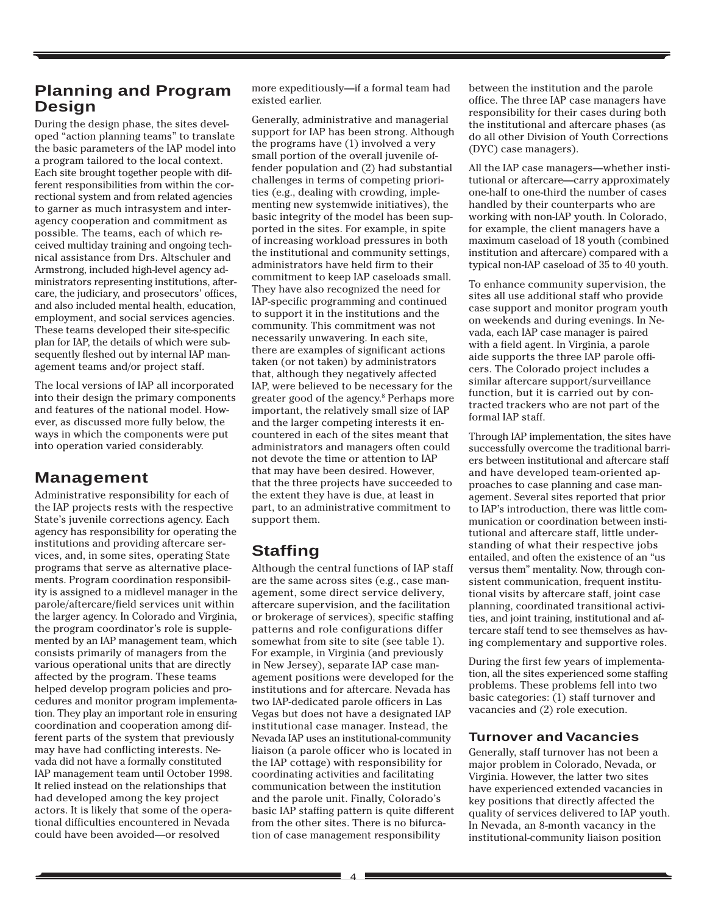## Planning and Program Design

During the design phase, the sites developed "action planning teams" to translate the basic parameters of the IAP model into a program tailored to the local context. Each site brought together people with different responsibilities from within the correctional system and from related agencies to garner as much intrasystem and interagency cooperation and commitment as possible. The teams, each of which received multiday training and ongoing technical assistance from Drs. Altschuler and Armstrong, included high-level agency administrators representing institutions, aftercare, the judiciary, and prosecutors' offices, and also included mental health, education, employment, and social services agencies. These teams developed their site-specific plan for IAP, the details of which were subsequently fleshed out by internal IAP management teams and/or project staff.

The local versions of IAP all incorporated into their design the primary components and features of the national model. However, as discussed more fully below, the ways in which the components were put into operation varied considerably.

## Management

Administrative responsibility for each of the IAP projects rests with the respective State's juvenile corrections agency. Each agency has responsibility for operating the institutions and providing aftercare services, and, in some sites, operating State programs that serve as alternative placements. Program coordination responsibility is assigned to a midlevel manager in the parole/aftercare/field services unit within the larger agency. In Colorado and Virginia, the program coordinator's role is supplemented by an IAP management team, which consists primarily of managers from the various operational units that are directly affected by the program. These teams helped develop program policies and procedures and monitor program implementation. They play an important role in ensuring coordination and cooperation among different parts of the system that previously may have had conflicting interests. Nevada did not have a formally constituted IAP management team until October 1998. It relied instead on the relationships that had developed among the key project actors. It is likely that some of the operational difficulties encountered in Nevada could have been avoided—or resolved more expeditiously—if a formal team had existed earlier.

Generally, administrative and managerial support for IAP has been strong. Although the programs have (1) involved a very small portion of the overall juvenile offender population and (2) had substantial challenges in terms of competing priorities (e.g., dealing with crowding, implementing new systemwide initiatives), the basic integrity of the model has been supported in the sites. For example, in spite of increasing workload pressures in both the institutional and community settings, administrators have held firm to their commitment to keep IAP caseloads small. They have also recognized the need for IAP-specific programming and continued to support it in the institutions and the community. This commitment was not necessarily unwavering. In each site, there are examples of significant actions taken (or not taken) by administrators that, although they negatively affected IAP, were believed to be necessary for the greater good of the agency.[8] Perhaps more important, the relatively small size of IAP and the larger competing interests it encountered in each of the sites meant that administrators and managers often could not devote the time or attention to IAP that may have been desired. However, that the three projects have succeeded to the extent they have is due, at least in part, to an administrative commitment to support them.

## Staffing

Although the central functions of IAP staff are the same across sites (e.g., case management, some direct service delivery, aftercare supervision, and the facilitation or brokerage of services), specific staffing patterns and role configurations differ somewhat from site to site (see table 1). For example, in Virginia (and previously in New Jersey), separate IAP case management positions were developed for the institutions and for aftercare. Nevada has two IAP-dedicated parole officers in Las Vegas but does not have a designated IAP institutional case manager. Instead, the Nevada IAP uses an institutional-community liaison (a parole officer who is located in the IAP cottage) with responsibility for coordinating activities and facilitating communication between the institution and the parole unit. Finally, Colorado's basic IAP staffing pattern is quite different from the other sites. There is no bifurcation of case management responsibility between the institution and the parole office. The three IAP case managers have responsibility for their cases during both the institutional and aftercare phases (as do all other Division of Youth Corrections (DYC) case managers).

All the IAP case managers—whether institutional or aftercare—carry approximately one-half to one-third the number of cases handled by their counterparts who are working with non-IAP youth. In Colorado, for example, the client managers have a maximum caseload of 18 youth (combined institution and aftercare) compared with a typical non-IAP caseload of 35 to 40 youth.

To enhance community supervision, the sites all use additional staff who provide case support and monitor program youth on weekends and during evenings. In Nevada, each IAP case manager is paired with a field agent. In Virginia, a parole aide supports the three IAP parole officers. The Colorado project includes a similar aftercare support/surveillance function, but it is carried out by contracted trackers who are not part of the formal IAP staff.

Through IAP implementation, the sites have successfully overcome the traditional barriers between institutional and aftercare staff and have developed team-oriented approaches to case planning and case management. Several sites reported that prior to IAP's introduction, there was little communication or coordination between institutional and aftercare staff, little understanding of what their respective jobs entailed, and often the existence of an "us versus them" mentality. Now, through consistent communication, frequent institutional visits by aftercare staff, joint case planning, coordinated transitional activities, and joint training, institutional and aftercare staff tend to see themselves as having complementary and supportive roles.

During the first few years of implementation, all the sites experienced some staffing problems. These problems fell into two basic categories: (1) staff turnover and vacancies and (2) role execution.

### Turnover and Vacancies

Generally, staff turnover has not been a major problem in Colorado, Nevada, or Virginia. However, the latter two sites have experienced extended vacancies in key positions that directly affected the quality of services delivered to IAP youth. In Nevada, an 8-month vacancy in the institutional-community liaison position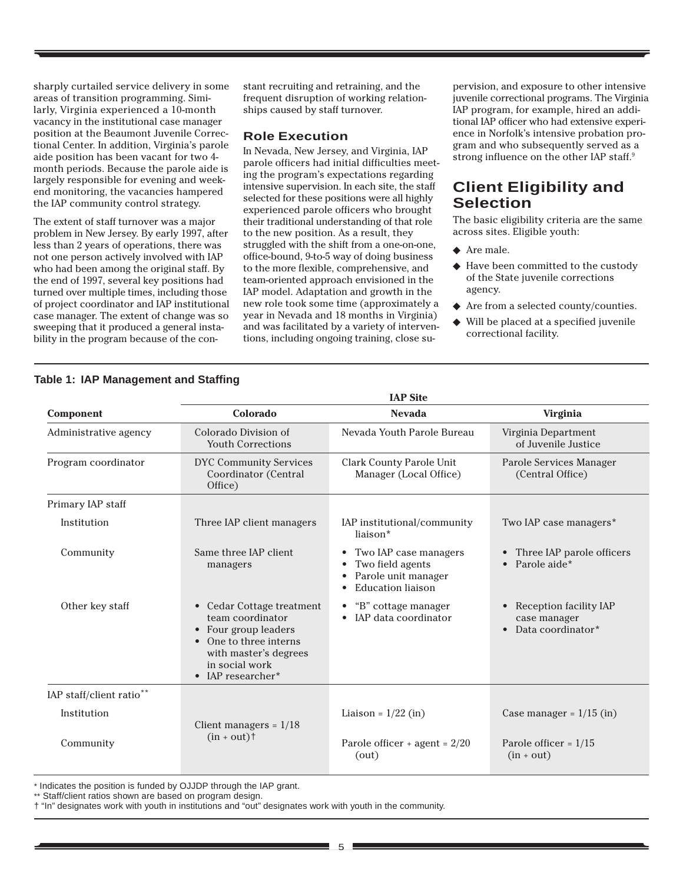sharply curtailed service delivery in some areas of transition programming. Similarly, Virginia experienced a 10-month vacancy in the institutional case manager position at the Beaumont Juvenile Correctional Center. In addition, Virginia's parole aide position has been vacant for two 4-month periods. Because the parole aide is largely responsible for evening and weekend monitoring, the vacancies hampered the IAP community control strategy.

The extent of staff turnover was a major problem in New Jersey. By early 1997, after less than 2 years of operations, there was not one person actively involved with IAP who had been among the original staff. By the end of 1997, several key positions had turned over multiple times, including those of project coordinator and IAP institutional case manager. The extent of change was so sweeping that it produced a general instability in the program because of the constant recruiting and retraining, and the frequent disruption of working relationships caused by staff turnover.

### Role Execution

In Nevada, New Jersey, and Virginia, IAP parole officers had initial difficulties meeting the program's expectations regarding intensive supervision. In each site, the staff selected for these positions were all highly experienced parole officers who brought their traditional understanding of that role to the new position. As a result, they struggled with the shift from a one-on-one, office-bound, 9-to-5 way of doing business to the more flexible, comprehensive, and team-oriented approach envisioned in the IAP model. Adaptation and growth in the new role took some time (approximately a year in Nevada and 18 months in Virginia) and was facilitated by a variety of interventions, including ongoing training, close supervision, and exposure to other intensive juvenile correctional programs. The Virginia IAP program, for example, hired an additional IAP officer who had extensive experience in Norfolk's intensive probation program and who subsequently served as a strong influence on the other IAP staff.[9]

## Client Eligibility and Selection

The basic eligibility criteria are the same across sites. Eligible youth:

- Are male.
- Have been committed to the custody of the State juvenile corrections agency.
- Are from a selected county/counties.
- Will be placed at a specified juvenile correctional facility.

**Table 1: IAP Management and Staffing**

| | IAP Site | | |
|---|---|---|---|
| **Component** | **Colorado** | **Nevada** | **Virginia** |
| Administrative agency | Colorado Division of Youth Corrections | Nevada Youth Parole Bureau | Virginia Department of Juvenile Justice |
| Program coordinator | DYC Community Services Coordinator (Central Office) | Clark County Parole Unit Manager (Local Office) | Parole Services Manager (Central Office) |
| Primary IAP staff | | | |
| Institution | Three IAP client managers | IAP institutional/community liaison* | Two IAP case managers* |
| Community | Same three IAP client managers | • Two IAP case managers<br>• Two field agents<br>• Parole unit manager<br>• Education liaison | • Three IAP parole officers<br>• Parole aide* |
| Other key staff | • Cedar Cottage treatment team coordinator<br>• Four group leaders<br>• One to three interns with master's degrees in social work<br>• IAP researcher* | • "B" cottage manager<br>• IAP data coordinator | • Reception facility IAP case manager<br>• Data coordinator* |
| IAP staff/client ratio** | | | |
| Institution | Client managers = 1/18 (in + out)† | Liaison = 1/22 (in) | Case manager = 1/15 (in) |
| Community | | Parole officer + agent = 2/20 (out) | Parole officer = 1/15 (in + out) |

\* Indicates the position is funded by OJJDP through the IAP grant.
\*\* Staff/client ratios shown are based on program design.
† "In" designates work with youth in institutions and "out" designates work with youth in the community.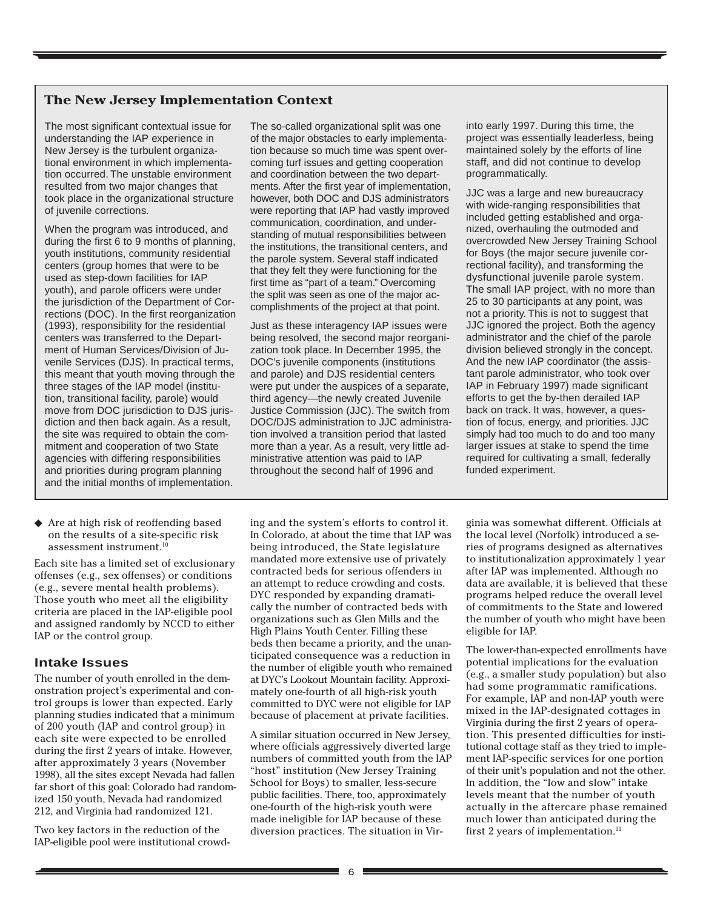## The New Jersey Implementation Context

The most significant contextual issue for understanding the IAP experience in New Jersey is the turbulent organizational environment in which implementation occurred. The unstable environment resulted from two major changes that took place in the organizational structure of juvenile corrections.

When the program was introduced, and during the first 6 to 9 months of planning, youth institutions, community residential centers (group homes that were to be used as step-down facilities for IAP youth), and parole officers were under the jurisdiction of the Department of Corrections (DOC). In the first reorganization (1993), responsibility for the residential centers was transferred to the Department of Human Services/Division of Juvenile Services (DJS). In practical terms, this meant that youth moving through the three stages of the IAP model (institution, transitional facility, parole) would move from DOC jurisdiction to DJS jurisdiction and then back again. As a result, the site was required to obtain the commitment and cooperation of two State agencies with differing responsibilities and priorities during program planning and the initial months of implementation.

The so-called organizational split was one of the major obstacles to early implementation because so much time was spent overcoming turf issues and getting cooperation and coordination between the two departments. After the first year of implementation, however, both DOC and DJS administrators were reporting that IAP had vastly improved communication, coordination, and understanding of mutual responsibilities between the institutions, the transitional centers, and the parole system. Several staff indicated that they felt they were functioning for the first time as "part of a team." Overcoming the split was seen as one of the major accomplishments of the project at that point.

Just as these interagency IAP issues were being resolved, the second major reorganization took place. In December 1995, the DOC's juvenile components (institutions and parole) and DJS residential centers were put under the auspices of a separate, third agency—the newly created Juvenile Justice Commission (JJC). The switch from DOC/DJS administration to JJC administration involved a transition period that lasted more than a year. As a result, very little administrative attention was paid to IAP throughout the second half of 1996 and into early 1997. During this time, the project was essentially leaderless, being maintained solely by the efforts of line staff, and did not continue to develop programmatically.

JJC was a large and new bureaucracy with wide-ranging responsibilities that included getting established and organized, overhauling the outmoded and overcrowded New Jersey Training School for Boys (the major secure juvenile correctional facility), and transforming the dysfunctional juvenile parole system. The small IAP project, with no more than 25 to 30 participants at any point, was not a priority. This is not to suggest that JJC ignored the project. Both the agency administrator and the chief of the parole division believed strongly in the concept. And the new IAP coordinator (the assistant parole administrator, who took over IAP in February 1997) made significant efforts to get the by-then derailed IAP back on track. It was, however, a question of focus, energy, and priorities. JJC simply had too much to do and too many larger issues at stake to spend the time required for cultivating a small, federally funded experiment.

- Are at high risk of reoffending based on the results of a site-specific risk assessment instrument.[10]

Each site has a limited set of exclusionary offenses (e.g., sex offenses) or conditions (e.g., severe mental health problems). Those youth who meet all the eligibility criteria are placed in the IAP-eligible pool and assigned randomly by NCCD to either IAP or the control group.

### Intake Issues

The number of youth enrolled in the demonstration project's experimental and control groups is lower than expected. Early planning studies indicated that a minimum of 200 youth (IAP and control group) in each site were expected to be enrolled during the first 2 years of intake. However, after approximately 3 years (November 1998), all the sites except Nevada had fallen far short of this goal: Colorado had randomized 150 youth, Nevada had randomized 212, and Virginia had randomized 121.

Two key factors in the reduction of the IAP-eligible pool were institutional crowding and the system's efforts to control it. In Colorado, at about the time that IAP was being introduced, the State legislature mandated more extensive use of privately contracted beds for serious offenders in an attempt to reduce crowding and costs. DYC responded by expanding dramatically the number of contracted beds with organizations such as Glen Mills and the High Plains Youth Center. Filling these beds then became a priority, and the unanticipated consequence was a reduction in the number of eligible youth who remained at DYC's Lookout Mountain facility. Approximately one-fourth of all high-risk youth committed to DYC were not eligible for IAP because of placement at private facilities.

A similar situation occurred in New Jersey, where officials aggressively diverted large numbers of committed youth from the IAP "host" institution (New Jersey Training School for Boys) to smaller, less-secure public facilities. There, too, approximately one-fourth of the high-risk youth were made ineligible for IAP because of these diversion practices. The situation in Virginia was somewhat different. Officials at the local level (Norfolk) introduced a series of programs designed as alternatives to institutionalization approximately 1 year after IAP was implemented. Although no data are available, it is believed that these programs helped reduce the overall level of commitments to the State and lowered the number of youth who might have been eligible for IAP.

The lower-than-expected enrollments have potential implications for the evaluation (e.g., a smaller study population) but also had some programmatic ramifications. For example, IAP and non-IAP youth were mixed in the IAP-designated cottages in Virginia during the first 2 years of operation. This presented difficulties for institutional cottage staff as they tried to implement IAP-specific services for one portion of their unit's population and not the other. In addition, the "low and slow" intake levels meant that the number of youth actually in the aftercare phase remained much lower than anticipated during the first 2 years of implementation.[11]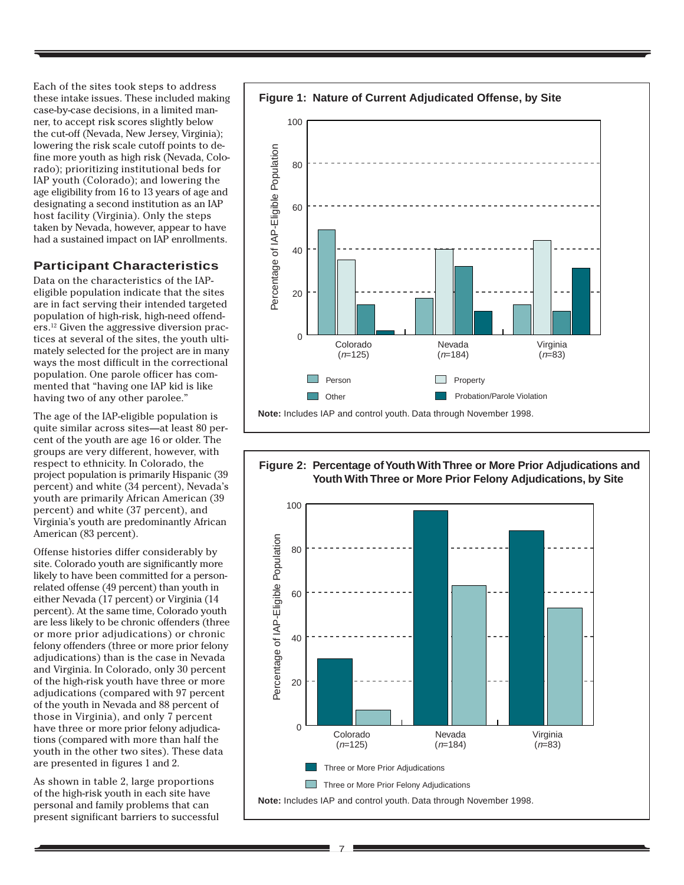Each of the sites took steps to address these intake issues. These included making case-by-case decisions, in a limited manner, to accept risk scores slightly below the cut-off (Nevada, New Jersey, Virginia); lowering the risk scale cutoff points to define more youth as high risk (Nevada, Colorado); prioritizing institutional beds for IAP youth (Colorado); and lowering the age eligibility from 16 to 13 years of age and designating a second institution as an IAP host facility (Virginia). Only the steps taken by Nevada, however, appear to have had a sustained impact on IAP enrollments.

## Participant Characteristics

Data on the characteristics of the IAP-eligible population indicate that the sites are in fact serving their intended targeted population of high-risk, high-need offenders.[12] Given the aggressive diversion practices at several of the sites, the youth ultimately selected for the project are in many ways the most difficult in the correctional population. One parole officer has commented that "having one IAP kid is like having two of any other parolee."

The age of the IAP-eligible population is quite similar across sites—at least 80 percent of the youth are age 16 or older. The groups are very different, however, with respect to ethnicity. In Colorado, the project population is primarily Hispanic (39 percent) and white (34 percent), Nevada's youth are primarily African American (39 percent) and white (37 percent), and Virginia's youth are predominantly African American (83 percent).

Offense histories differ considerably by site. Colorado youth are significantly more likely to have been committed for a person-related offense (49 percent) than youth in either Nevada (17 percent) or Virginia (14 percent). At the same time, Colorado youth are less likely to be chronic offenders (three or more prior adjudications) or chronic felony offenders (three or more prior felony adjudications) than is the case in Nevada and Virginia. In Colorado, only 30 percent of the high-risk youth have three or more adjudications (compared with 97 percent of the youth in Nevada and 88 percent of those in Virginia), and only 7 percent have three or more prior felony adjudications (compared with more than half the youth in the other two sites). These data are presented in figures 1 and 2.

As shown in table 2, large proportions of the high-risk youth in each site have personal and family problems that can present significant barriers to successful

**Figure 1: Nature of Current Adjudicated Offense, by Site**

**Note:** Includes IAP and control youth. Data through November 1998.

**Figure 2: Percentage of Youth With Three or More Prior Adjudications and Youth With Three or More Prior Felony Adjudications, by Site**

**Note:** Includes IAP and control youth. Data through November 1998.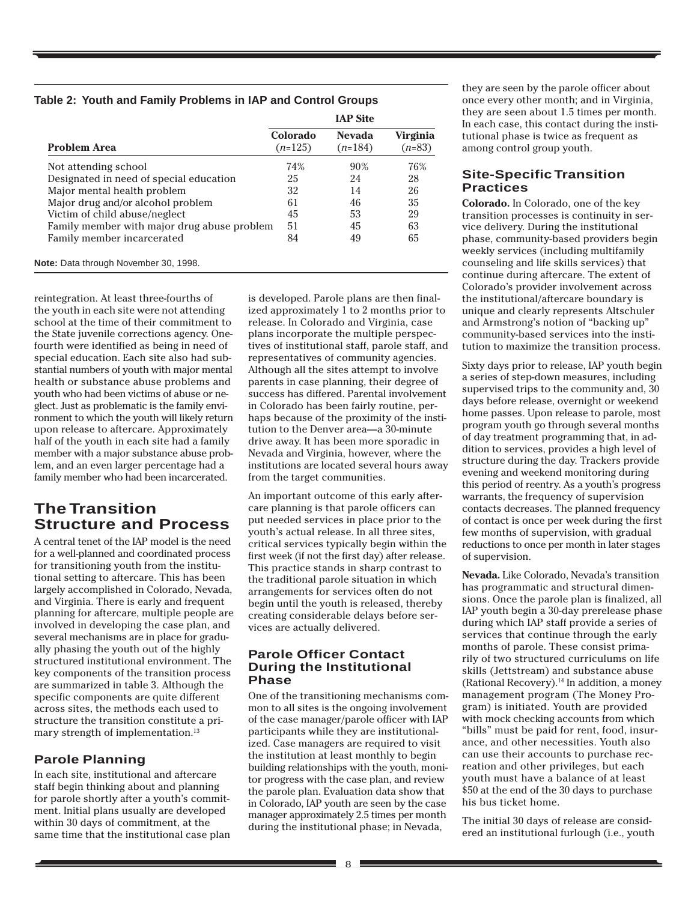**Table 2: Youth and Family Problems in IAP and Control Groups**

| | IAP Site | | |
|---|---|---|---|
| **Problem Area** | **Colorado** (*n*=125) | **Nevada** (*n*=184) | **Virginia** (*n*=83) |
| Not attending school | 74% | 90% | 76% |
| Designated in need of special education | 25 | 24 | 28 |
| Major mental health problem | 32 | 14 | 26 |
| Major drug and/or alcohol problem | 61 | 46 | 35 |
| Victim of child abuse/neglect | 45 | 53 | 29 |
| Family member with major drug abuse problem | 51 | 45 | 63 |
| Family member incarcerated | 84 | 49 | 65 |

**Note:** Data through November 30, 1998.

reintegration. At least three-fourths of the youth in each site were not attending school at the time of their commitment to the State juvenile corrections agency. One-fourth were identified as being in need of special education. Each site also had substantial numbers of youth with major mental health or substance abuse problems and youth who had been victims of abuse or neglect. Just as problematic is the family environment to which the youth will likely return upon release to aftercare. Approximately half of the youth in each site had a family member with a major substance abuse problem, and an even larger percentage had a family member who had been incarcerated.

## The Transition Structure and Process

A central tenet of the IAP model is the need for a well-planned and coordinated process for transitioning youth from the institutional setting to aftercare. This has been largely accomplished in Colorado, Nevada, and Virginia. There is early and frequent planning for aftercare, multiple people are involved in developing the case plan, and several mechanisms are in place for gradually phasing the youth out of the highly structured institutional environment. The key components of the transition process are summarized in table 3. Although the specific components are quite different across sites, the methods each used to structure the transition constitute a primary strength of implementation.[13]

### Parole Planning

In each site, institutional and aftercare staff begin thinking about and planning for parole shortly after a youth's commitment. Initial plans usually are developed within 30 days of commitment, at the same time that the institutional case plan is developed. Parole plans are then finalized approximately 1 to 2 months prior to release. In Colorado and Virginia, case plans incorporate the multiple perspectives of institutional staff, parole staff, and representatives of community agencies. Although all the sites attempt to involve parents in case planning, their degree of success has differed. Parental involvement in Colorado has been fairly routine, perhaps because of the proximity of the institution to the Denver area—a 30-minute drive away. It has been more sporadic in Nevada and Virginia, however, where the institutions are located several hours away from the target communities.

An important outcome of this early aftercare planning is that parole officers can put needed services in place prior to the youth's actual release. In all three sites, critical services typically begin within the first week (if not the first day) after release. This practice stands in sharp contrast to the traditional parole situation in which arrangements for services often do not begin until the youth is released, thereby creating considerable delays before services are actually delivered.

### Parole Officer Contact During the Institutional Phase

One of the transitioning mechanisms common to all sites is the ongoing involvement of the case manager/parole officer with IAP participants while they are institutionalized. Case managers are required to visit the institution at least monthly to begin building relationships with the youth, monitor progress with the case plan, and review the parole plan. Evaluation data show that in Colorado, IAP youth are seen by the case manager approximately 2.5 times per month during the institutional phase; in Nevada, they are seen by the parole officer about once every other month; and in Virginia, they are seen about 1.5 times per month. In each case, this contact during the institutional phase is twice as frequent as among control group youth.

### Site-Specific Transition Practices

**Colorado.** In Colorado, one of the key transition processes is continuity in service delivery. During the institutional phase, community-based providers begin weekly services (including multifamily counseling and life skills services) that continue during aftercare. The extent of Colorado's provider involvement across the institutional/aftercare boundary is unique and clearly represents Altschuler and Armstrong's notion of "backing up" community-based services into the institution to maximize the transition process.

Sixty days prior to release, IAP youth begin a series of step-down measures, including supervised trips to the community and, 30 days before release, overnight or weekend home passes. Upon release to parole, most program youth go through several months of day treatment programming that, in addition to services, provides a high level of structure during the day. Trackers provide evening and weekend monitoring during this period of reentry. As a youth's progress warrants, the frequency of supervision contacts decreases. The planned frequency of contact is once per week during the first few months of supervision, with gradual reductions to once per month in later stages of supervision.

**Nevada.** Like Colorado, Nevada's transition has programmatic and structural dimensions. Once the parole plan is finalized, all IAP youth begin a 30-day prerelease phase during which IAP staff provide a series of services that continue through the early months of parole. These consist primarily of two structured curriculums on life skills (Jettstream) and substance abuse (Rational Recovery).[14] In addition, a money management program (The Money Program) is initiated. Youth are provided with mock checking accounts from which "bills" must be paid for rent, food, insurance, and other necessities. Youth also can use their accounts to purchase recreation and other privileges, but each youth must have a balance of at least $50 at the end of the 30 days to purchase his bus ticket home.

The initial 30 days of release are considered an institutional furlough (i.e., youth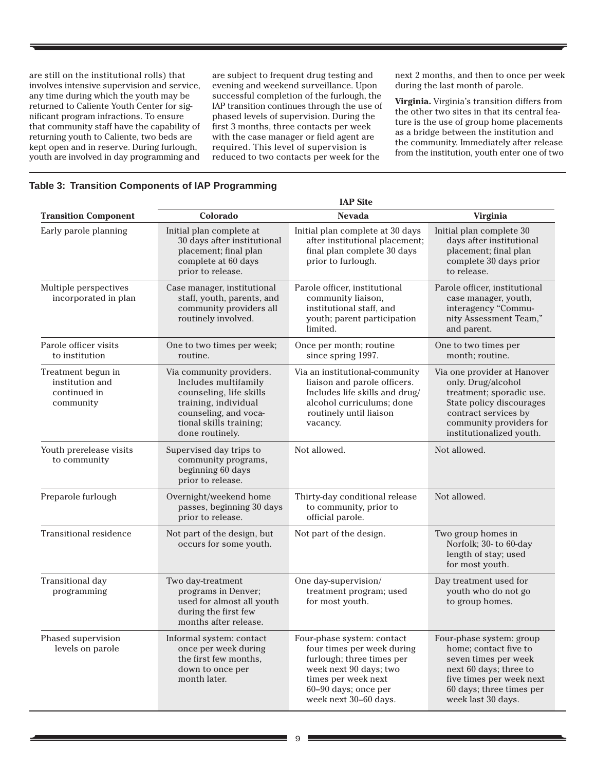are still on the institutional rolls) that involves intensive supervision and service, any time during which the youth may be returned to Caliente Youth Center for significant program infractions. To ensure that community staff have the capability of returning youth to Caliente, two beds are kept open and in reserve. During furlough, youth are involved in day programming and are subject to frequent drug testing and evening and weekend surveillance. Upon successful completion of the furlough, the IAP transition continues through the use of phased levels of supervision. During the first 3 months, three contacts per week with the case manager or field agent are required. This level of supervision is reduced to two contacts per week for the next 2 months, and then to once per week during the last month of parole.

**Virginia.** Virginia's transition differs from the other two sites in that its central feature is the use of group home placements as a bridge between the institution and the community. Immediately after release from the institution, youth enter one of two

**Table 3: Transition Components of IAP Programming**

| | IAP Site | | |
|---|---|---|---|
| **Transition Component** | **Colorado** | **Nevada** | **Virginia** |
| Early parole planning | Initial plan complete at 30 days after institutional placement; final plan complete at 60 days prior to release. | Initial plan complete at 30 days after institutional placement; final plan complete 30 days prior to furlough. | Initial plan complete 30 days after institutional placement; final plan complete 30 days prior to release. |
| Multiple perspectives incorporated in plan | Case manager, institutional staff, youth, parents, and community providers all routinely involved. | Parole officer, institutional community liaison, institutional staff, and youth; parent participation limited. | Parole officer, institutional case manager, youth, interagency "Community Assessment Team," and parent. |
| Parole officer visits to institution | One to two times per week; routine. | Once per month; routine since spring 1997. | One to two times per month; routine. |
| Treatment begun in institution and continued in community | Via community providers. Includes multifamily counseling, life skills training, individual counseling, and vocational skills training; done routinely. | Via an institutional-community liaison and parole officers. Includes life skills and drug/alcohol curriculums; done routinely until liaison vacancy. | Via one provider at Hanover only. Drug/alcohol treatment; sporadic use. State policy discourages contract services by community providers for institutionalized youth. |
| Youth prerelease visits to community | Supervised day trips to community programs, beginning 60 days prior to release. | Not allowed. | Not allowed. |
| Preparole furlough | Overnight/weekend home passes, beginning 30 days prior to release. | Thirty-day conditional release to community, prior to official parole. | Not allowed. |
| Transitional residence | Not part of the design, but occurs for some youth. | Not part of the design. | Two group homes in Norfolk; 30- to 60-day length of stay; used for most youth. |
| Transitional day programming | Two day-treatment programs in Denver; used for almost all youth during the first few months after release. | One day-supervision/treatment program; used for most youth. | Day treatment used for youth who do not go to group homes. |
| Phased supervision levels on parole | Informal system: contact once per week during the first few months, down to once per month later. | Four-phase system: contact four times per week during furlough; three times per week next 90 days; two times per week next 60–90 days; once per week next 30–60 days. | Four-phase system: group home; contact five to seven times per week next 60 days; three to five times per week next 60 days; three times per week last 30 days. |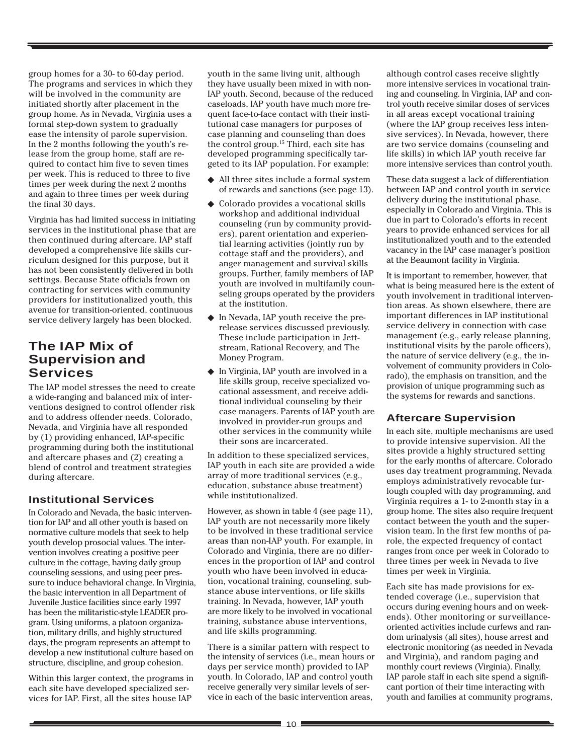group homes for a 30- to 60-day period. The programs and services in which they will be involved in the community are initiated shortly after placement in the group home. As in Nevada, Virginia uses a formal step-down system to gradually ease the intensity of parole supervision. In the 2 months following the youth's release from the group home, staff are required to contact him five to seven times per week. This is reduced to three to five times per week during the next 2 months and again to three times per week during the final 30 days.

Virginia has had limited success in initiating services in the institutional phase that are then continued during aftercare. IAP staff developed a comprehensive life skills curriculum designed for this purpose, but it has not been consistently delivered in both settings. Because State officials frown on contracting for services with community providers for institutionalized youth, this avenue for transition-oriented, continuous service delivery largely has been blocked.

## The IAP Mix of Supervision and Services

The IAP model stresses the need to create a wide-ranging and balanced mix of interventions designed to control offender risk and to address offender needs. Colorado, Nevada, and Virginia have all responded by (1) providing enhanced, IAP-specific programming during both the institutional and aftercare phases and (2) creating a blend of control and treatment strategies during aftercare.

### Institutional Services

In Colorado and Nevada, the basic intervention for IAP and all other youth is based on normative culture models that seek to help youth develop prosocial values. The intervention involves creating a positive peer culture in the cottage, having daily group counseling sessions, and using peer pressure to induce behavioral change. In Virginia, the basic intervention in all Department of Juvenile Justice facilities since early 1997 has been the militaristic-style LEADER program. Using uniforms, a platoon organization, military drills, and highly structured days, the program represents an attempt to develop a new institutional culture based on structure, discipline, and group cohesion.

Within this larger context, the programs in each site have developed specialized services for IAP. First, all the sites house IAP youth in the same living unit, although they have usually been mixed in with non-IAP youth. Second, because of the reduced caseloads, IAP youth have much more frequent face-to-face contact with their institutional case managers for purposes of case planning and counseling than does the control group.[15] Third, each site has developed programming specifically targeted to its IAP population. For example:

- All three sites include a formal system of rewards and sanctions (see page 13).
- Colorado provides a vocational skills workshop and additional individual counseling (run by community providers), parent orientation and experiential learning activities (jointly run by cottage staff and the providers), and anger management and survival skills groups. Further, family members of IAP youth are involved in multifamily counseling groups operated by the providers at the institution.
- In Nevada, IAP youth receive the prerelease services discussed previously. These include participation in Jettstream, Rational Recovery, and The Money Program.
- In Virginia, IAP youth are involved in a life skills group, receive specialized vocational assessment, and receive additional individual counseling by their case managers. Parents of IAP youth are involved in provider-run groups and other services in the community while their sons are incarcerated.

In addition to these specialized services, IAP youth in each site are provided a wide array of more traditional services (e.g., education, substance abuse treatment) while institutionalized.

However, as shown in table 4 (see page 11), IAP youth are not necessarily more likely to be involved in these traditional service areas than non-IAP youth. For example, in Colorado and Virginia, there are no differences in the proportion of IAP and control youth who have been involved in education, vocational training, counseling, substance abuse interventions, or life skills training. In Nevada, however, IAP youth are more likely to be involved in vocational training, substance abuse interventions, and life skills programming.

There is a similar pattern with respect to the intensity of services (i.e., mean hours or days per service month) provided to IAP youth. In Colorado, IAP and control youth receive generally very similar levels of service in each of the basic intervention areas, although control cases receive slightly more intensive services in vocational training and counseling. In Virginia, IAP and control youth receive similar doses of services in all areas except vocational training (where the IAP group receives less intensive services). In Nevada, however, there are two service domains (counseling and life skills) in which IAP youth receive far more intensive services than control youth.

These data suggest a lack of differentiation between IAP and control youth in service delivery during the institutional phase, especially in Colorado and Virginia. This is due in part to Colorado's efforts in recent years to provide enhanced services for all institutionalized youth and to the extended vacancy in the IAP case manager's position at the Beaumont facility in Virginia.

It is important to remember, however, that what is being measured here is the extent of youth involvement in traditional intervention areas. As shown elsewhere, there are important differences in IAP institutional service delivery in connection with case management (e.g., early release planning, institutional visits by the parole officers), the nature of service delivery (e.g., the involvement of community providers in Colorado), the emphasis on transition, and the provision of unique programming such as the systems for rewards and sanctions.

### Aftercare Supervision

In each site, multiple mechanisms are used to provide intensive supervision. All the sites provide a highly structured setting for the early months of aftercare. Colorado uses day treatment programming, Nevada employs administratively revocable furlough coupled with day programming, and Virginia requires a 1- to 2-month stay in a group home. The sites also require frequent contact between the youth and the supervision team. In the first few months of parole, the expected frequency of contact ranges from once per week in Colorado to three times per week in Nevada to five times per week in Virginia.

Each site has made provisions for extended coverage (i.e., supervision that occurs during evening hours and on weekends). Other monitoring or surveillance-oriented activities include curfews and random urinalysis (all sites), house arrest and electronic monitoring (as needed in Nevada and Virginia), and random paging and monthly court reviews (Virginia). Finally, IAP parole staff in each site spend a significant portion of their time interacting with youth and families at community programs,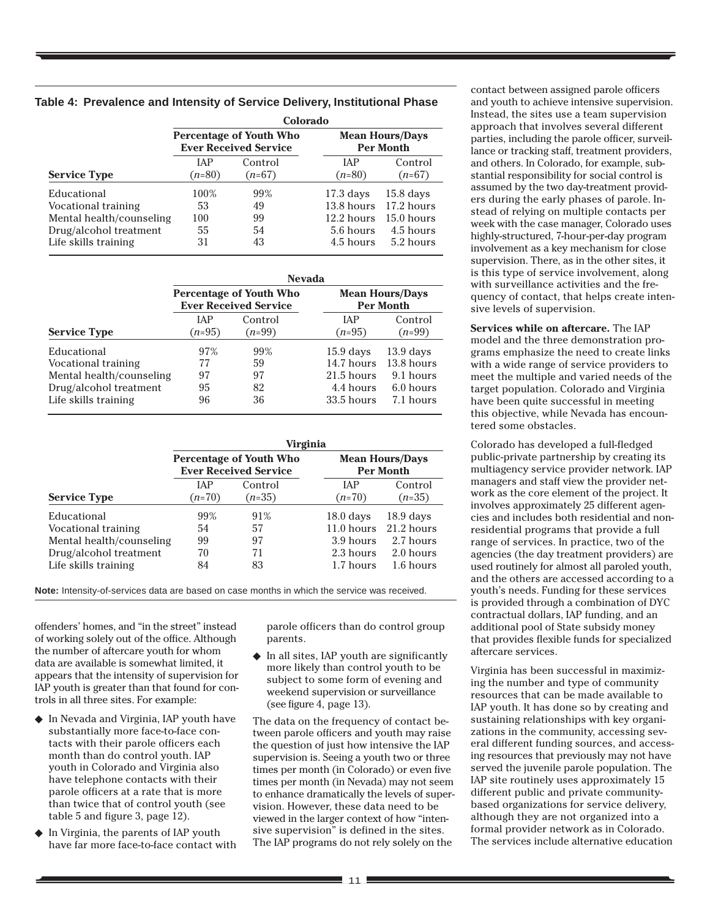**Table 4: Prevalence and Intensity of Service Delivery, Institutional Phase**

| | Colorado | | | |
|---|---|---|---|---|
| | Percentage of Youth Who Ever Received Service | | Mean Hours/Days Per Month | |
| Service Type | IAP (*n*=80) | Control (*n*=67) | IAP (*n*=80) | Control (*n*=67) |
| Educational | 100% | 99% | 17.3 days | 15.8 days |
| Vocational training | 53 | 49 | 13.8 hours | 17.2 hours |
| Mental health/counseling | 100 | 99 | 12.2 hours | 15.0 hours |
| Drug/alcohol treatment | 55 | 54 | 5.6 hours | 4.5 hours |
| Life skills training | 31 | 43 | 4.5 hours | 5.2 hours |

| | Nevada | | | |
|---|---|---|---|---|
| | Percentage of Youth Who Ever Received Service | | Mean Hours/Days Per Month | |
| Service Type | IAP (*n*=95) | Control (*n*=99) | IAP (*n*=95) | Control (*n*=99) |
| Educational | 97% | 99% | 15.9 days | 13.9 days |
| Vocational training | 77 | 59 | 14.7 hours | 13.8 hours |
| Mental health/counseling | 97 | 97 | 21.5 hours | 9.1 hours |
| Drug/alcohol treatment | 95 | 82 | 4.4 hours | 6.0 hours |
| Life skills training | 96 | 36 | 33.5 hours | 7.1 hours |

| | Virginia | | | |
|---|---|---|---|---|
| | Percentage of Youth Who Ever Received Service | | Mean Hours/Days Per Month | |
| Service Type | IAP (*n*=70) | Control (*n*=35) | IAP (*n*=70) | Control (*n*=35) |
| Educational | 99% | 91% | 18.0 days | 18.9 days |
| Vocational training | 54 | 57 | 11.0 hours | 21.2 hours |
| Mental health/counseling | 99 | 97 | 3.9 hours | 2.7 hours |
| Drug/alcohol treatment | 70 | 71 | 2.3 hours | 2.0 hours |
| Life skills training | 84 | 83 | 1.7 hours | 1.6 hours |

**Note:** Intensity-of-services data are based on case months in which the service was received.

offenders' homes, and "in the street" instead of working solely out of the office. Although the number of aftercare youth for whom data are available is somewhat limited, it appears that the intensity of supervision for IAP youth is greater than that found for controls in all three sites. For example:

- In Nevada and Virginia, IAP youth have substantially more face-to-face contacts with their parole officers each month than do control youth. IAP youth in Colorado and Virginia also have telephone contacts with their parole officers at a rate that is more than twice that of control youth (see table 5 and figure 3, page 12).
- In Virginia, the parents of IAP youth have far more face-to-face contact with parole officers than do control group parents.
- In all sites, IAP youth are significantly more likely than control youth to be subject to some form of evening and weekend supervision or surveillance (see figure 4, page 13).

The data on the frequency of contact between parole officers and youth may raise the question of just how intensive the IAP supervision is. Seeing a youth two or three times per month (in Colorado) or even five times per month (in Nevada) may not seem to enhance dramatically the levels of supervision. However, these data need to be viewed in the larger context of how "intensive supervision" is defined in the sites. The IAP programs do not rely solely on the contact between assigned parole officers and youth to achieve intensive supervision. Instead, the sites use a team supervision approach that involves several different parties, including the parole officer, surveillance or tracking staff, treatment providers, and others. In Colorado, for example, substantial responsibility for social control is assumed by the two day-treatment providers during the early phases of parole. Instead of relying on multiple contacts per week with the case manager, Colorado uses highly-structured, 7-hour-per-day program involvement as a key mechanism for close supervision. There, as in the other sites, it is this type of service involvement, along with surveillance activities and the frequency of contact, that helps create intensive levels of supervision.

**Services while on aftercare.** The IAP model and the three demonstration programs emphasize the need to create links with a wide range of service providers to meet the multiple and varied needs of the target population. Colorado and Virginia have been quite successful in meeting this objective, while Nevada has encountered some obstacles.

Colorado has developed a full-fledged public-private partnership by creating its multiagency service provider network. IAP managers and staff view the provider network as the core element of the project. It involves approximately 25 different agencies and includes both residential and nonresidential programs that provide a full range of services. In practice, two of the agencies (the day treatment providers) are used routinely for almost all paroled youth, and the others are accessed according to a youth's needs. Funding for these services is provided through a combination of DYC contractual dollars, IAP funding, and an additional pool of State subsidy money that provides flexible funds for specialized aftercare services.

Virginia has been successful in maximizing the number and type of community resources that can be made available to IAP youth. It has done so by creating and sustaining relationships with key organizations in the community, accessing several different funding sources, and accessing resources that previously may not have served the juvenile parole population. The IAP site routinely uses approximately 15 different public and private community-based organizations for service delivery, although they are not organized into a formal provider network as in Colorado. The services include alternative education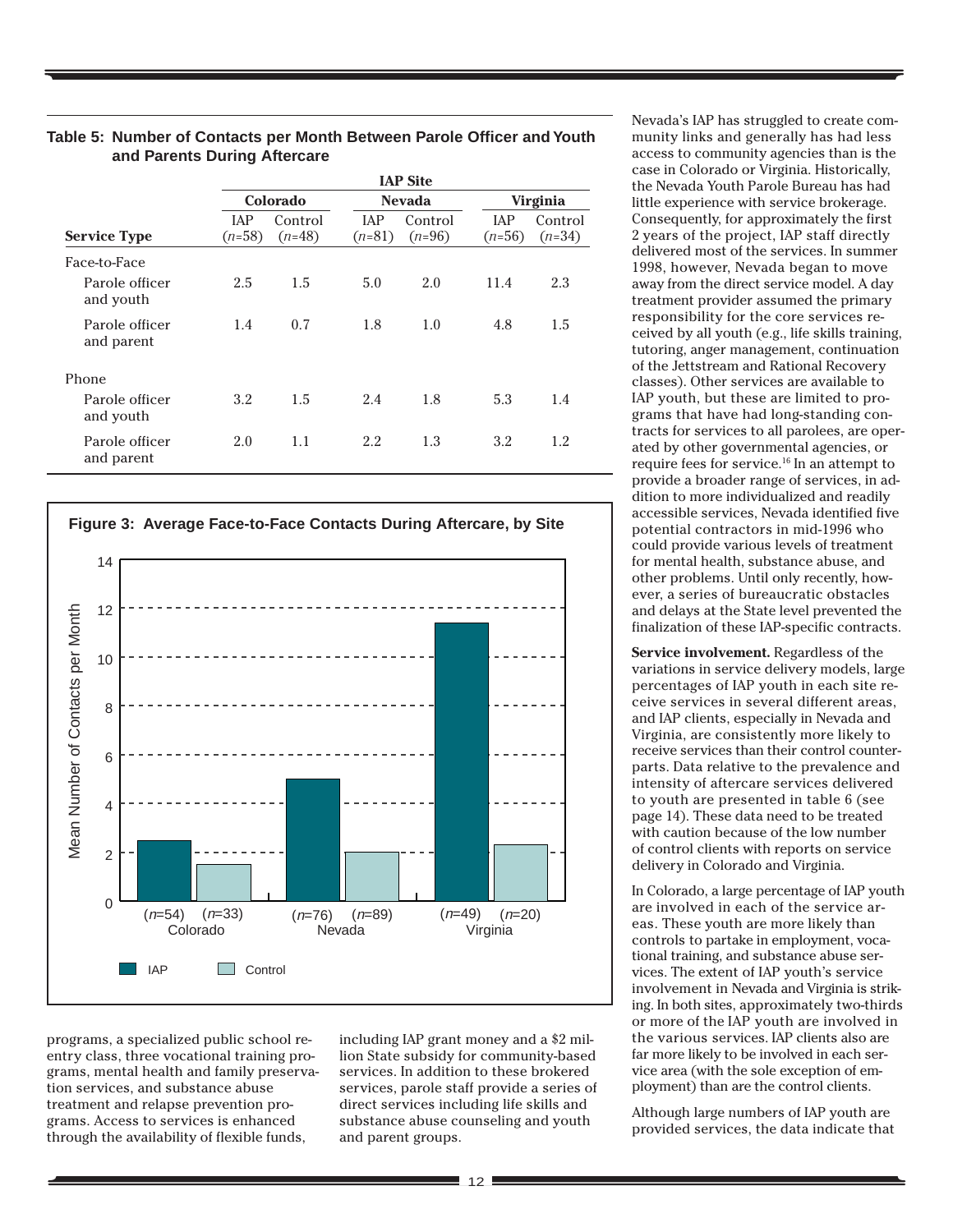**Table 5: Number of Contacts per Month Between Parole Officer and Youth and Parents During Aftercare**

| | IAP Site | | | | | |
|---|---|---|---|---|---|---|
| | Colorado | | Nevada | | Virginia | |
| **Service Type** | IAP (*n*=58) | Control (*n*=48) | IAP (*n*=81) | Control (*n*=96) | IAP (*n*=56) | Control (*n*=34) |
| Face-to-Face | | | | | | |
| Parole officer and youth | 2.5 | 1.5 | 5.0 | 2.0 | 11.4 | 2.3 |
| Parole officer and parent | 1.4 | 0.7 | 1.8 | 1.0 | 4.8 | 1.5 |
| Phone | | | | | | |
| Parole officer and youth | 3.2 | 1.5 | 2.4 | 1.8 | 5.3 | 1.4 |
| Parole officer and parent | 2.0 | 1.1 | 2.2 | 1.3 | 3.2 | 1.2 |

**Figure 3: Average Face-to-Face Contacts During Aftercare, by Site**

| Site | IAP | Control |
|---|---|---|
| Colorado | (*n*=54) | (*n*=33) |
| Nevada | (*n*=76) | (*n*=89) |
| Virginia | (*n*=49) | (*n*=20) |

programs, a specialized public school reentry class, three vocational training programs, mental health and family preservation services, and substance abuse treatment and relapse prevention programs. Access to services is enhanced through the availability of flexible funds, including IAP grant money and a $2 million State subsidy for community-based services. In addition to these brokered services, parole staff provide a series of direct services including life skills and substance abuse counseling and youth and parent groups.

Nevada's IAP has struggled to create community links and generally has had less access to community agencies than is the case in Colorado or Virginia. Historically, the Nevada Youth Parole Bureau has had little experience with service brokerage. Consequently, for approximately the first 2 years of the project, IAP staff directly delivered most of the services. In summer 1998, however, Nevada began to move away from the direct service model. A day treatment provider assumed the primary responsibility for the core services received by all youth (e.g., life skills training, tutoring, anger management, continuation of the Jettstream and Rational Recovery classes). Other services are available to IAP youth, but these are limited to programs that have had long-standing contracts for services to all parolees, are operated by other governmental agencies, or require fees for service.[16] In an attempt to provide a broader range of services, in addition to more individualized and readily accessible services, Nevada identified five potential contractors in mid-1996 who could provide various levels of treatment for mental health, substance abuse, and other problems. Until only recently, however, a series of bureaucratic obstacles and delays at the State level prevented the finalization of these IAP-specific contracts.

**Service involvement.** Regardless of the variations in service delivery models, large percentages of IAP youth in each site receive services in several different areas, and IAP clients, especially in Nevada and Virginia, are consistently more likely to receive services than their control counterparts. Data relative to the prevalence and intensity of aftercare services delivered to youth are presented in table 6 (see page 14). These data need to be treated with caution because of the low number of control clients with reports on service delivery in Colorado and Virginia.

In Colorado, a large percentage of IAP youth are involved in each of the service areas. These youth are more likely than controls to partake in employment, vocational training, and substance abuse services. The extent of IAP youth's service involvement in Nevada and Virginia is striking. In both sites, approximately two-thirds or more of the IAP youth are involved in the various services. IAP clients also are far more likely to be involved in each service area (with the sole exception of employment) than are the control clients.

Although large numbers of IAP youth are provided services, the data indicate that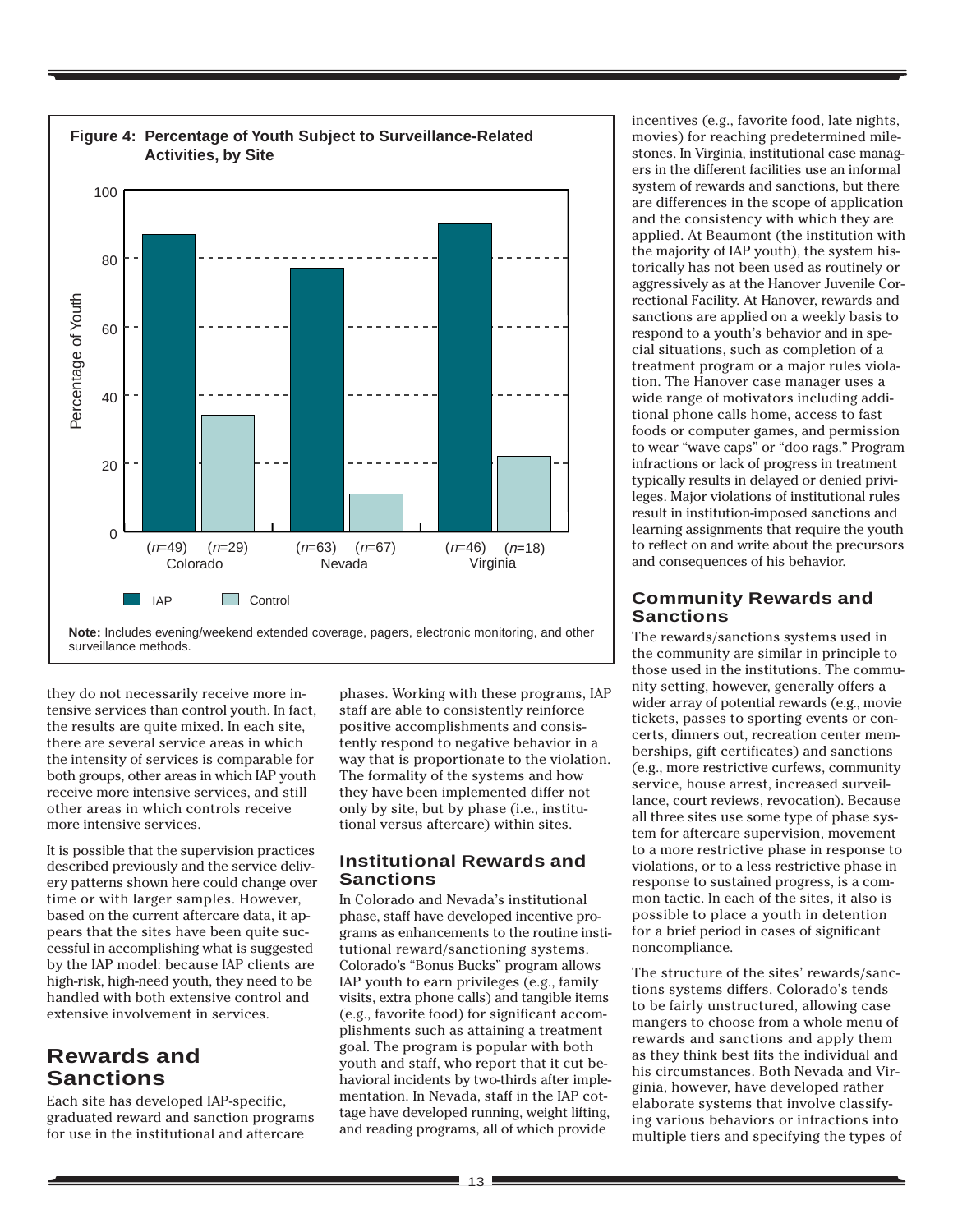**Figure 4: Percentage of Youth Subject to Surveillance-Related Activities, by Site**

**Note:** Includes evening/weekend extended coverage, pagers, electronic monitoring, and other surveillance methods.

they do not necessarily receive more intensive services than control youth. In fact, the results are quite mixed. In each site, there are several service areas in which the intensity of services is comparable for both groups, other areas in which IAP youth receive more intensive services, and still other areas in which controls receive more intensive services.

It is possible that the supervision practices described previously and the service delivery patterns shown here could change over time or with larger samples. However, based on the current aftercare data, it appears that the sites have been quite successful in accomplishing what is suggested by the IAP model: because IAP clients are high-risk, high-need youth, they need to be handled with both extensive control and extensive involvement in services.

## Rewards and Sanctions

Each site has developed IAP-specific, graduated reward and sanction programs for use in the institutional and aftercare phases. Working with these programs, IAP staff are able to consistently reinforce positive accomplishments and consistently respond to negative behavior in a way that is proportionate to the violation. The formality of the systems and how they have been implemented differ not only by site, but by phase (i.e., institutional versus aftercare) within sites.

### Institutional Rewards and Sanctions

In Colorado and Nevada's institutional phase, staff have developed incentive programs as enhancements to the routine institutional reward/sanctioning systems. Colorado's "Bonus Bucks" program allows IAP youth to earn privileges (e.g., family visits, extra phone calls) and tangible items (e.g., favorite food) for significant accomplishments such as attaining a treatment goal. The program is popular with both youth and staff, who report that it cut behavioral incidents by two-thirds after implementation. In Nevada, staff in the IAP cottage have developed running, weight lifting, and reading programs, all of which provide incentives (e.g., favorite food, late nights, movies) for reaching predetermined milestones. In Virginia, institutional case managers in the different facilities use an informal system of rewards and sanctions, but there are differences in the scope of application and the consistency with which they are applied. At Beaumont (the institution with the majority of IAP youth), the system historically has not been used as routinely or aggressively as at the Hanover Juvenile Correctional Facility. At Hanover, rewards and sanctions are applied on a weekly basis to respond to a youth's behavior and in special situations, such as completion of a treatment program or a major rules violation. The Hanover case manager uses a wide range of motivators including additional phone calls home, access to fast foods or computer games, and permission to wear "wave caps" or "doo rags." Program infractions or lack of progress in treatment typically results in delayed or denied privileges. Major violations of institutional rules result in institution-imposed sanctions and learning assignments that require the youth to reflect on and write about the precursors and consequences of his behavior.

### Community Rewards and Sanctions

The rewards/sanctions systems used in the community are similar in principle to those used in the institutions. The community setting, however, generally offers a wider array of potential rewards (e.g., movie tickets, passes to sporting events or concerts, dinners out, recreation center memberships, gift certificates) and sanctions (e.g., more restrictive curfews, community service, house arrest, increased surveillance, court reviews, revocation). Because all three sites use some type of phase system for aftercare supervision, movement to a more restrictive phase in response to violations, or to a less restrictive phase in response to sustained progress, is a common tactic. In each of the sites, it also is possible to place a youth in detention for a brief period in cases of significant noncompliance.

The structure of the sites' rewards/sanctions systems differs. Colorado's tends to be fairly unstructured, allowing case mangers to choose from a whole menu of rewards and sanctions and apply them as they think best fits the individual and his circumstances. Both Nevada and Virginia, however, have developed rather elaborate systems that involve classifying various behaviors or infractions into multiple tiers and specifying the types of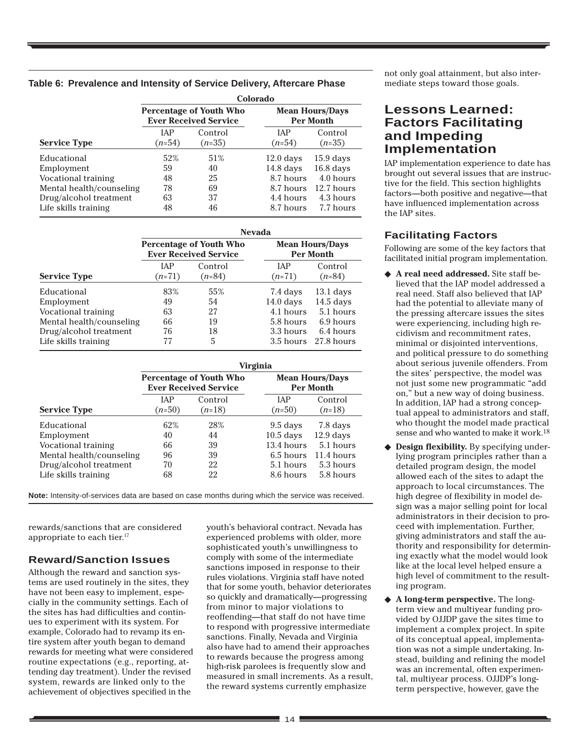**Table 6: Prevalence and Intensity of Service Delivery, Aftercare Phase**

| | Colorado | | | |
|---|---|---|---|---|
| | Percentage of Youth Who Ever Received Service | | Mean Hours/Days Per Month | |
| Service Type | IAP (*n*=54) | Control (*n*=35) | IAP (*n*=54) | Control (*n*=35) |
| Educational | 52% | 51% | 12.0 days | 15.9 days |
| Employment | 59 | 40 | 14.8 days | 16.8 days |
| Vocational training | 48 | 25 | 8.7 hours | 4.0 hours |
| Mental health/counseling | 78 | 69 | 8.7 hours | 12.7 hours |
| Drug/alcohol treatment | 63 | 37 | 4.4 hours | 4.3 hours |
| Life skills training | 48 | 46 | 8.7 hours | 7.7 hours |

| | Nevada | | | |
|---|---|---|---|---|
| | Percentage of Youth Who Ever Received Service | | Mean Hours/Days Per Month | |
| Service Type | IAP (*n*=71) | Control (*n*=84) | IAP (*n*=71) | Control (*n*=84) |
| Educational | 83% | 55% | 7.4 days | 13.1 days |
| Employment | 49 | 54 | 14.0 days | 14.5 days |
| Vocational training | 63 | 27 | 4.1 hours | 5.1 hours |
| Mental health/counseling | 66 | 19 | 5.8 hours | 6.9 hours |
| Drug/alcohol treatment | 76 | 18 | 3.3 hours | 6.4 hours |
| Life skills training | 77 | 5 | 3.5 hours | 27.8 hours |

| | Virginia | | | |
|---|---|---|---|---|
| | Percentage of Youth Who Ever Received Service | | Mean Hours/Days Per Month | |
| Service Type | IAP (*n*=50) | Control (*n*=18) | IAP (*n*=50) | Control (*n*=18) |
| Educational | 62% | 28% | 9.5 days | 7.8 days |
| Employment | 40 | 44 | 10.5 days | 12.9 days |
| Vocational training | 66 | 39 | 13.4 hours | 5.1 hours |
| Mental health/counseling | 96 | 39 | 6.5 hours | 11.4 hours |
| Drug/alcohol treatment | 70 | 22 | 5.1 hours | 5.3 hours |
| Life skills training | 68 | 22 | 8.6 hours | 5.8 hours |

**Note:** Intensity-of-services data are based on case months during which the service was received.

rewards/sanctions that are considered appropriate to each tier.[17]

### Reward/Sanction Issues

Although the reward and sanction systems are used routinely in the sites, they have not been easy to implement, especially in the community settings. Each of the sites has had difficulties and continues to experiment with its system. For example, Colorado had to revamp its entire system after youth began to demand rewards for meeting what were considered routine expectations (e.g., reporting, attending day treatment). Under the revised system, rewards are linked only to the achievement of objectives specified in the youth's behavioral contract. Nevada has experienced problems with older, more sophisticated youth's unwillingness to comply with some of the intermediate sanctions imposed in response to their rules violations. Virginia staff have noted that for some youth, behavior deteriorates so quickly and dramatically—progressing from minor to major violations to reoffending—that staff do not have time to respond with progressive intermediate sanctions. Finally, Nevada and Virginia also have had to amend their approaches to rewards because the progress among high-risk parolees is frequently slow and measured in small increments. As a result, the reward systems currently emphasize not only goal attainment, but also intermediate steps toward those goals.

## Lessons Learned: Factors Facilitating and Impeding Implementation

IAP implementation experience to date has brought out several issues that are instructive for the field. This section highlights factors—both positive and negative—that have influenced implementation across the IAP sites.

### Facilitating Factors

Following are some of the key factors that facilitated initial program implementation.

- **A real need addressed.** Site staff believed that the IAP model addressed a real need. Staff also believed that IAP had the potential to alleviate many of the pressing aftercare issues the sites were experiencing, including high recidivism and recommitment rates, minimal or disjointed interventions, and political pressure to do something about serious juvenile offenders. From the sites' perspective, the model was not just some new programmatic "add on," but a new way of doing business. In addition, IAP had a strong conceptual appeal to administrators and staff, who thought the model made practical sense and who wanted to make it work.[18]
- **Design flexibility.** By specifying underlying program principles rather than a detailed program design, the model allowed each of the sites to adapt the approach to local circumstances. The high degree of flexibility in model design was a major selling point for local administrators in their decision to proceed with implementation. Further, giving administrators and staff the authority and responsibility for determining exactly what the model would look like at the local level helped ensure a high level of commitment to the resulting program.
- **A long-term perspective.** The long-term view and multiyear funding provided by OJJDP gave the sites time to implement a complex project. In spite of its conceptual appeal, implementation was not a simple undertaking. Instead, building and refining the model was an incremental, often experimental, multiyear process. OJJDP's long-term perspective, however, gave the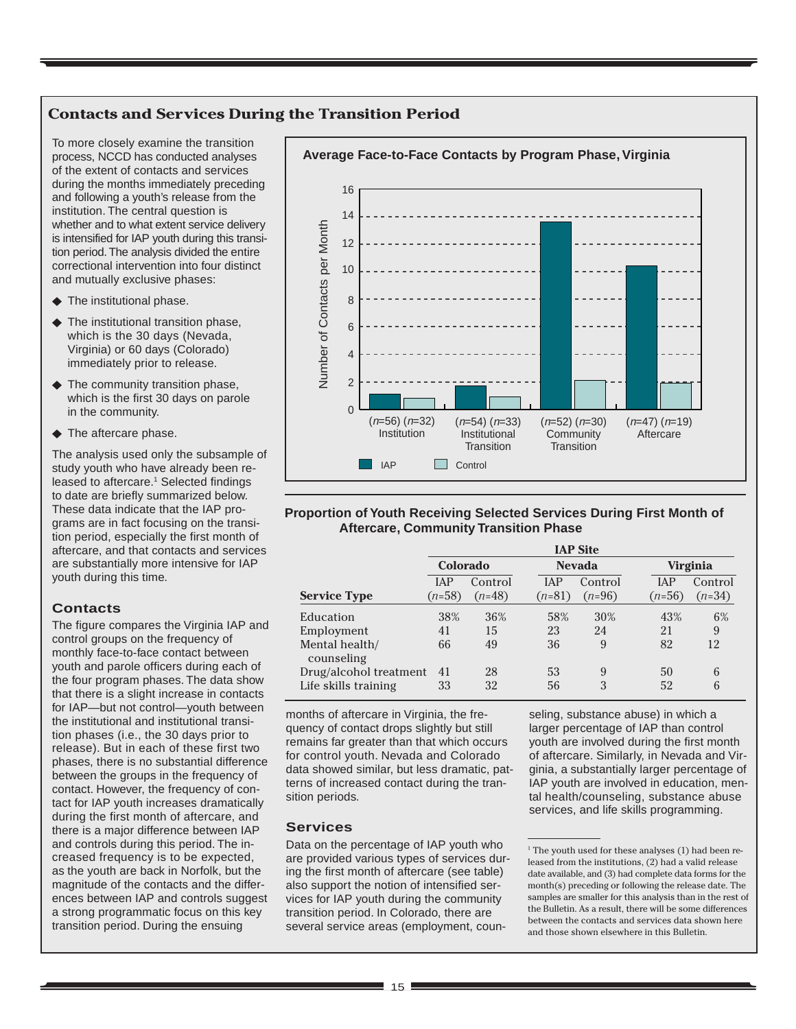## Contacts and Services During the Transition Period

To more closely examine the transition process, NCCD has conducted analyses of the extent of contacts and services during the months immediately preceding and following a youth's release from the institution. The central question is whether and to what extent service delivery is intensified for IAP youth during this transition period. The analysis divided the entire correctional intervention into four distinct and mutually exclusive phases:

- The institutional phase.
- The institutional transition phase, which is the 30 days (Nevada, Virginia) or 60 days (Colorado) immediately prior to release.
- The community transition phase, which is the first 30 days on parole in the community.
- The aftercare phase.

The analysis used only the subsample of study youth who have already been released to aftercare.[1] Selected findings to date are briefly summarized below. These data indicate that the IAP programs are in fact focusing on the transition period, especially the first month of aftercare, and that contacts and services are substantially more intensive for IAP youth during this time.

**Average Face-to-Face Contacts by Program Phase, Virginia**

Number of Contacts per Month

| Phase | IAP | Control |
|---|---|---|
| Institution | (*n*=56) | (*n*=32) |
| Institutional Transition | (*n*=54) | (*n*=33) |
| Community Transition | (*n*=52) | (*n*=30) |
| Aftercare | (*n*=47) | (*n*=19) |

### Contacts

The figure compares the Virginia IAP and control groups on the frequency of monthly face-to-face contact between youth and parole officers during each of the four program phases. The data show that there is a slight increase in contacts for IAP—but not control—youth between the institutional and institutional transition phases (i.e., the 30 days prior to release). But in each of these first two phases, there is no substantial difference between the groups in the frequency of contact. However, the frequency of contact for IAP youth increases dramatically during the first month of aftercare, and there is a major difference between IAP and controls during this period. The increased frequency is to be expected, as the youth are back in Norfolk, but the magnitude of the contacts and the differences between IAP and controls suggest a strong programmatic focus on this key transition period. During the ensuing months of aftercare in Virginia, the frequency of contact drops slightly but still remains far greater than that which occurs for control youth. Nevada and Colorado data showed similar, but less dramatic, patterns of increased contact during the transition periods.

**Proportion of Youth Receiving Selected Services During First Month of Aftercare, Community Transition Phase**

| | IAP Site | | | | | |
|---|---|---|---|---|---|---|
| | Colorado | | Nevada | | Virginia | |
| Service Type | IAP (*n*=58) | Control (*n*=48) | IAP (*n*=81) | Control (*n*=96) | IAP (*n*=56) | Control (*n*=34) |
| Education | 38% | 36% | 58% | 30% | 43% | 6% |
| Employment | 41 | 15 | 23 | 24 | 21 | 9 |
| Mental health/ counseling | 66 | 49 | 36 | 9 | 82 | 12 |
| Drug/alcohol treatment | 41 | 28 | 53 | 9 | 50 | 6 |
| Life skills training | 33 | 32 | 56 | 3 | 52 | 6 |

### Services

Data on the percentage of IAP youth who are provided various types of services during the first month of aftercare (see table) also support the notion of intensified services for IAP youth during the community transition period. In Colorado, there are several service areas (employment, counseling, substance abuse) in which a larger percentage of IAP than control youth are involved during the first month of aftercare. Similarly, in Nevada and Virginia, a substantially larger percentage of IAP youth are involved in education, mental health/counseling, substance abuse services, and life skills programming.

[1] The youth used for these analyses (1) had been released from the institutions, (2) had a valid release date available, and (3) had complete data forms for the month(s) preceding or following the release date. The samples are smaller for this analysis than in the rest of the Bulletin. As a result, there will be some differences between the contacts and services data shown here and those shown elsewhere in this Bulletin.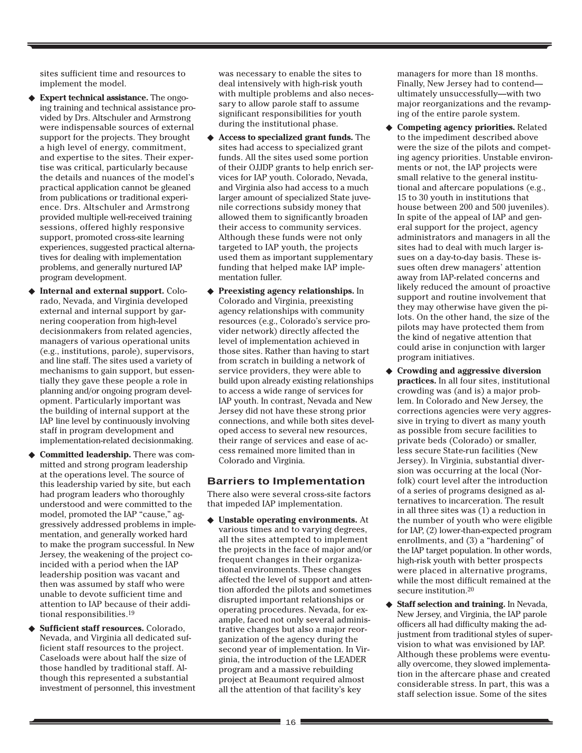sites sufficient time and resources to implement the model.

- **Expert technical assistance.** The ongoing training and technical assistance provided by Drs. Altschuler and Armstrong were indispensable sources of external support for the projects. They brought a high level of energy, commitment, and expertise to the sites. Their expertise was critical, particularly because the details and nuances of the model's practical application cannot be gleaned from publications or traditional experience. Drs. Altschuler and Armstrong provided multiple well-received training sessions, offered highly responsive support, promoted cross-site learning experiences, suggested practical alternatives for dealing with implementation problems, and generally nurtured IAP program development.
- **Internal and external support.** Colorado, Nevada, and Virginia developed external and internal support by garnering cooperation from high-level decisionmakers from related agencies, managers of various operational units (e.g., institutions, parole), supervisors, and line staff. The sites used a variety of mechanisms to gain support, but essentially they gave these people a role in planning and/or ongoing program development. Particularly important was the building of internal support at the IAP line level by continuously involving staff in program development and implementation-related decisionmaking.
- **Committed leadership.** There was committed and strong program leadership at the operations level. The source of this leadership varied by site, but each had program leaders who thoroughly understood and were committed to the model, promoted the IAP "cause," aggressively addressed problems in implementation, and generally worked hard to make the program successful. In New Jersey, the weakening of the project coincided with a period when the IAP leadership position was vacant and then was assumed by staff who were unable to devote sufficient time and attention to IAP because of their additional responsibilities.[19]
- **Sufficient staff resources.** Colorado, Nevada, and Virginia all dedicated sufficient staff resources to the project. Caseloads were about half the size of those handled by traditional staff. Although this represented a substantial investment of personnel, this investment was necessary to enable the sites to deal intensively with high-risk youth with multiple problems and also necessary to allow parole staff to assume significant responsibilities for youth during the institutional phase.
- **Access to specialized grant funds.** The sites had access to specialized grant funds. All the sites used some portion of their OJJDP grants to help enrich services for IAP youth. Colorado, Nevada, and Virginia also had access to a much larger amount of specialized State juvenile corrections subsidy money that allowed them to significantly broaden their access to community services. Although these funds were not only targeted to IAP youth, the projects used them as important supplementary funding that helped make IAP implementation fuller.
- **Preexisting agency relationships.** In Colorado and Virginia, preexisting agency relationships with community resources (e.g., Colorado's service provider network) directly affected the level of implementation achieved in those sites. Rather than having to start from scratch in building a network of service providers, they were able to build upon already existing relationships to access a wide range of services for IAP youth. In contrast, Nevada and New Jersey did not have these strong prior connections, and while both sites developed access to several new resources, their range of services and ease of access remained more limited than in Colorado and Virginia.

## Barriers to Implementation

There also were several cross-site factors that impeded IAP implementation.

- **Unstable operating environments.** At various times and to varying degrees, all the sites attempted to implement the projects in the face of major and/or frequent changes in their organizational environments. These changes affected the level of support and attention afforded the pilots and sometimes disrupted important relationships or operating procedures. Nevada, for example, faced not only several administrative changes but also a major reorganization of the agency during the second year of implementation. In Virginia, the introduction of the LEADER program and a massive rebuilding project at Beaumont required almost all the attention of that facility's key managers for more than 18 months. Finally, New Jersey had to contend—ultimately unsuccessfully—with two major reorganizations and the revamping of the entire parole system.
- **Competing agency priorities.** Related to the impediment described above were the size of the pilots and competing agency priorities. Unstable environments or not, the IAP projects were small relative to the general institutional and aftercare populations (e.g., 15 to 30 youth in institutions that house between 200 and 500 juveniles). In spite of the appeal of IAP and general support for the project, agency administrators and managers in all the sites had to deal with much larger issues on a day-to-day basis. These issues often drew managers' attention away from IAP-related concerns and likely reduced the amount of proactive support and routine involvement that they may otherwise have given the pilots. On the other hand, the size of the pilots may have protected them from the kind of negative attention that could arise in conjunction with larger program initiatives.
- **Crowding and aggressive diversion practices.** In all four sites, institutional crowding was (and is) a major problem. In Colorado and New Jersey, the corrections agencies were very aggressive in trying to divert as many youth as possible from secure facilities to private beds (Colorado) or smaller, less secure State-run facilities (New Jersey). In Virginia, substantial diversion was occurring at the local (Norfolk) court level after the introduction of a series of programs designed as alternatives to incarceration. The result in all three sites was (1) a reduction in the number of youth who were eligible for IAP, (2) lower-than-expected program enrollments, and (3) a "hardening" of the IAP target population. In other words, high-risk youth with better prospects were placed in alternative programs, while the most difficult remained at the secure institution.[20]
- **Staff selection and training.** In Nevada, New Jersey, and Virginia, the IAP parole officers all had difficulty making the adjustment from traditional styles of supervision to what was envisioned by IAP. Although these problems were eventually overcome, they slowed implementation in the aftercare phase and created considerable stress. In part, this was a staff selection issue. Some of the sites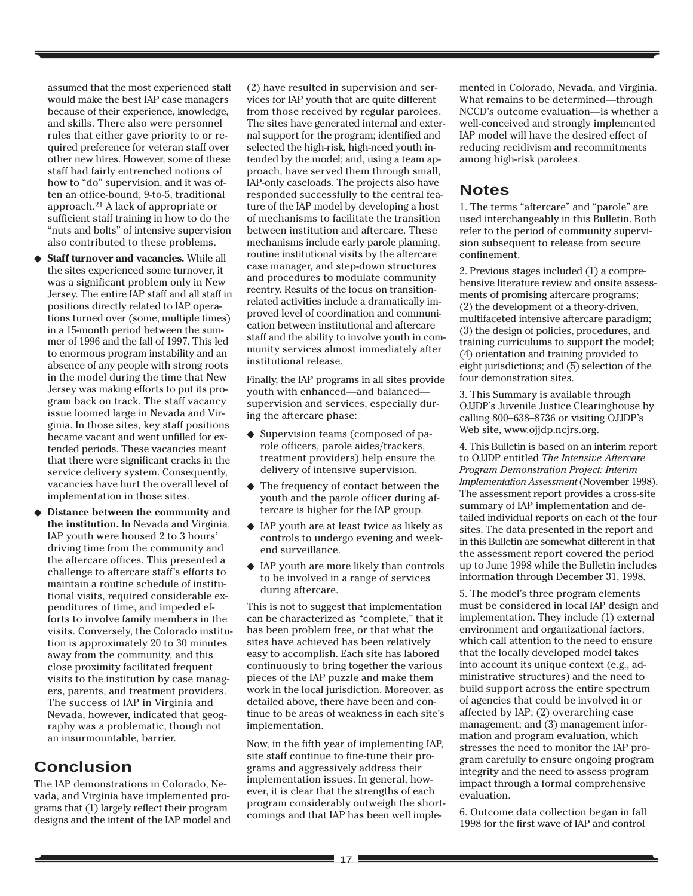assumed that the most experienced staff would make the best IAP case managers because of their experience, knowledge, and skills. There also were personnel rules that either gave priority to or required preference for veteran staff over other new hires. However, some of these staff had fairly entrenched notions of how to "do" supervision, and it was often an office-bound, 9-to-5, traditional approach.[21] A lack of appropriate or sufficient staff training in how to do the "nuts and bolts" of intensive supervision also contributed to these problems.

- **Staff turnover and vacancies.** While all the sites experienced some turnover, it was a significant problem only in New Jersey. The entire IAP staff and all staff in positions directly related to IAP operations turned over (some, multiple times) in a 15-month period between the summer of 1996 and the fall of 1997. This led to enormous program instability and an absence of any people with strong roots in the model during the time that New Jersey was making efforts to put its program back on track. The staff vacancy issue loomed large in Nevada and Virginia. In those sites, key staff positions became vacant and went unfilled for extended periods. These vacancies meant that there were significant cracks in the service delivery system. Consequently, vacancies have hurt the overall level of implementation in those sites.
- **Distance between the community and the institution.** In Nevada and Virginia, IAP youth were housed 2 to 3 hours' driving time from the community and the aftercare offices. This presented a challenge to aftercare staff's efforts to maintain a routine schedule of institutional visits, required considerable expenditures of time, and impeded efforts to involve family members in the visits. Conversely, the Colorado institution is approximately 20 to 30 minutes away from the community, and this close proximity facilitated frequent visits to the institution by case managers, parents, and treatment providers. The success of IAP in Virginia and Nevada, however, indicated that geography was a problematic, though not an insurmountable, barrier.

## Conclusion

The IAP demonstrations in Colorado, Nevada, and Virginia have implemented programs that (1) largely reflect their program designs and the intent of the IAP model and (2) have resulted in supervision and services for IAP youth that are quite different from those received by regular parolees. The sites have generated internal and external support for the program; identified and selected the high-risk, high-need youth intended by the model; and, using a team approach, have served them through small, IAP-only caseloads. The projects also have responded successfully to the central feature of the IAP model by developing a host of mechanisms to facilitate the transition between institution and aftercare. These mechanisms include early parole planning, routine institutional visits by the aftercare case manager, and step-down structures and procedures to modulate community reentry. Results of the focus on transition-related activities include a dramatically improved level of coordination and communication between institutional and aftercare staff and the ability to involve youth in community services almost immediately after institutional release.

Finally, the IAP programs in all sites provide youth with enhanced—and balanced—supervision and services, especially during the aftercare phase:

- Supervision teams (composed of parole officers, parole aides/trackers, treatment providers) help ensure the delivery of intensive supervision.
- The frequency of contact between the youth and the parole officer during aftercare is higher for the IAP group.
- IAP youth are at least twice as likely as controls to undergo evening and weekend surveillance.
- IAP youth are more likely than controls to be involved in a range of services during aftercare.

This is not to suggest that implementation can be characterized as "complete," that it has been problem free, or that what the sites have achieved has been relatively easy to accomplish. Each site has labored continuously to bring together the various pieces of the IAP puzzle and make them work in the local jurisdiction. Moreover, as detailed above, there have been and continue to be areas of weakness in each site's implementation.

Now, in the fifth year of implementing IAP, site staff continue to fine-tune their programs and aggressively address their implementation issues. In general, however, it is clear that the strengths of each program considerably outweigh the shortcomings and that IAP has been well implemented in Colorado, Nevada, and Virginia. What remains to be determined—through NCCD's outcome evaluation—is whether a well-conceived and strongly implemented IAP model will have the desired effect of reducing recidivism and recommitments among high-risk parolees.

## Notes

1. The terms "aftercare" and "parole" are used interchangeably in this Bulletin. Both refer to the period of community supervision subsequent to release from secure confinement.

2. Previous stages included (1) a comprehensive literature review and onsite assessments of promising aftercare programs; (2) the development of a theory-driven, multifaceted intensive aftercare paradigm; (3) the design of policies, procedures, and training curriculums to support the model; (4) orientation and training provided to eight jurisdictions; and (5) selection of the four demonstration sites.

3. This Summary is available through OJJDP's Juvenile Justice Clearinghouse by calling 800–638–8736 or visiting OJJDP's Web site, www.ojjdp.ncjrs.org.

4. This Bulletin is based on an interim report to OJJDP entitled *The Intensive Aftercare Program Demonstration Project: Interim Implementation Assessment* (November 1998). The assessment report provides a cross-site summary of IAP implementation and detailed individual reports on each of the four sites. The data presented in the report and in this Bulletin are somewhat different in that the assessment report covered the period up to June 1998 while the Bulletin includes information through December 31, 1998.

5. The model's three program elements must be considered in local IAP design and implementation. They include (1) external environment and organizational factors, which call attention to the need to ensure that the locally developed model takes into account its unique context (e.g., administrative structures) and the need to build support across the entire spectrum of agencies that could be involved in or affected by IAP; (2) overarching case management; and (3) management information and program evaluation, which stresses the need to monitor the IAP program carefully to ensure ongoing program integrity and the need to assess program impact through a formal comprehensive evaluation.

6. Outcome data collection began in fall 1998 for the first wave of IAP and control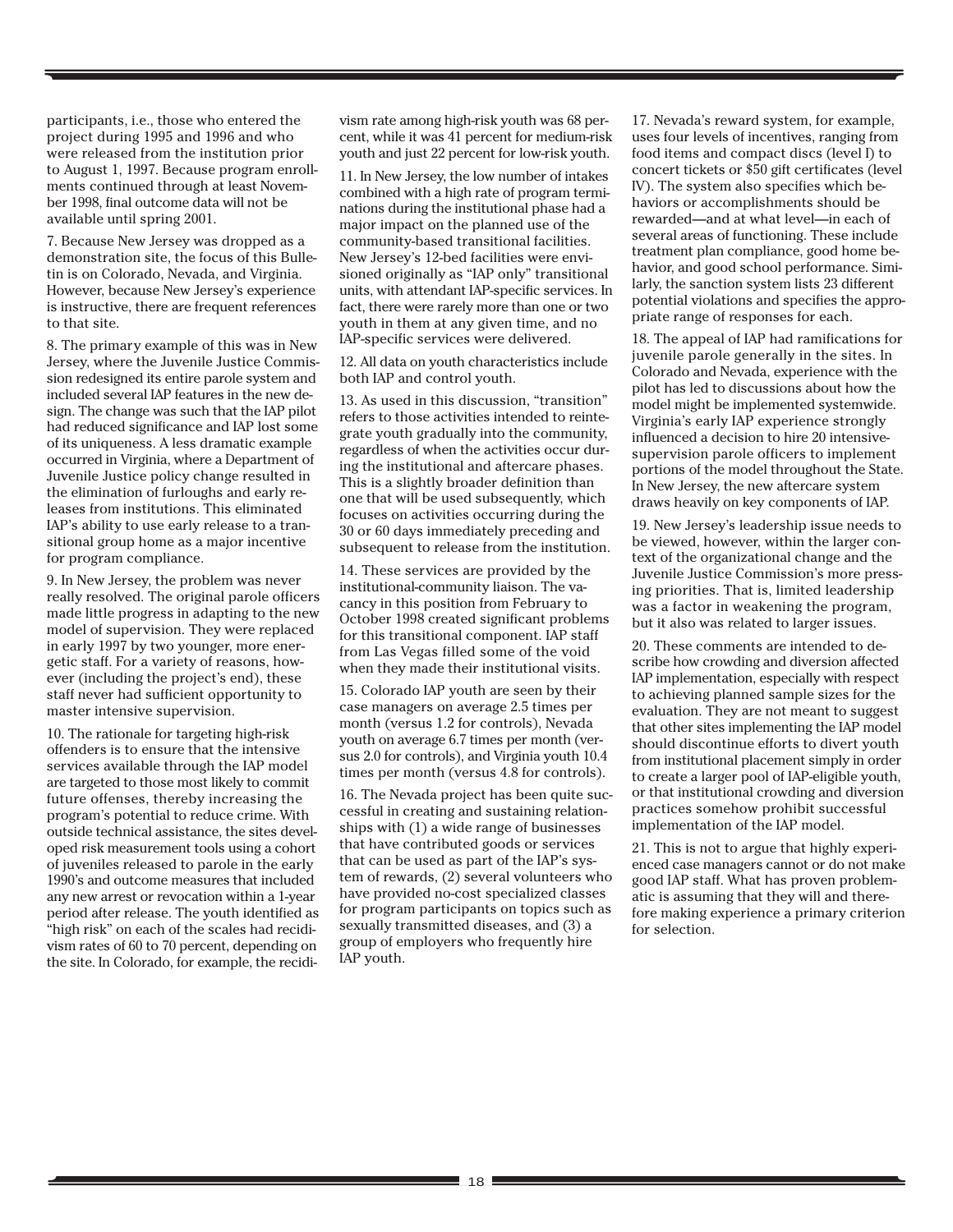participants, i.e., those who entered the project during 1995 and 1996 and who were released from the institution prior to August 1, 1997. Because program enrollments continued through at least November 1998, final outcome data will not be available until spring 2001.

7. Because New Jersey was dropped as a demonstration site, the focus of this Bulletin is on Colorado, Nevada, and Virginia. However, because New Jersey's experience is instructive, there are frequent references to that site.

8. The primary example of this was in New Jersey, where the Juvenile Justice Commission redesigned its entire parole system and included several IAP features in the new design. The change was such that the IAP pilot had reduced significance and IAP lost some of its uniqueness. A less dramatic example occurred in Virginia, where a Department of Juvenile Justice policy change resulted in the elimination of furloughs and early releases from institutions. This eliminated IAP's ability to use early release to a transitional group home as a major incentive for program compliance.

9. In New Jersey, the problem was never really resolved. The original parole officers made little progress in adapting to the new model of supervision. They were replaced in early 1997 by two younger, more energetic staff. For a variety of reasons, however (including the project's end), these staff never had sufficient opportunity to master intensive supervision.

10. The rationale for targeting high-risk offenders is to ensure that the intensive services available through the IAP model are targeted to those most likely to commit future offenses, thereby increasing the program's potential to reduce crime. With outside technical assistance, the sites developed risk measurement tools using a cohort of juveniles released to parole in the early 1990's and outcome measures that included any new arrest or revocation within a 1-year period after release. The youth identified as "high risk" on each of the scales had recidivism rates of 60 to 70 percent, depending on the site. In Colorado, for example, the recidivism rate among high-risk youth was 68 percent, while it was 41 percent for medium-risk youth and just 22 percent for low-risk youth.

11. In New Jersey, the low number of intakes combined with a high rate of program terminations during the institutional phase had a major impact on the planned use of the community-based transitional facilities. New Jersey's 12-bed facilities were envisioned originally as "IAP only" transitional units, with attendant IAP-specific services. In fact, there were rarely more than one or two youth in them at any given time, and no IAP-specific services were delivered.

12. All data on youth characteristics include both IAP and control youth.

13. As used in this discussion, "transition" refers to those activities intended to reintegrate youth gradually into the community, regardless of when the activities occur during the institutional and aftercare phases. This is a slightly broader definition than one that will be used subsequently, which focuses on activities occurring during the 30 or 60 days immediately preceding and subsequent to release from the institution.

14. These services are provided by the institutional-community liaison. The vacancy in this position from February to October 1998 created significant problems for this transitional component. IAP staff from Las Vegas filled some of the void when they made their institutional visits.

15. Colorado IAP youth are seen by their case managers on average 2.5 times per month (versus 1.2 for controls), Nevada youth on average 6.7 times per month (versus 2.0 for controls), and Virginia youth 10.4 times per month (versus 4.8 for controls).

16. The Nevada project has been quite successful in creating and sustaining relationships with (1) a wide range of businesses that have contributed goods or services that can be used as part of the IAP's system of rewards, (2) several volunteers who have provided no-cost specialized classes for program participants on topics such as sexually transmitted diseases, and (3) a group of employers who frequently hire IAP youth.

17. Nevada's reward system, for example, uses four levels of incentives, ranging from food items and compact discs (level I) to concert tickets or $50 gift certificates (level IV). The system also specifies which behaviors or accomplishments should be rewarded—and at what level—in each of several areas of functioning. These include treatment plan compliance, good home behavior, and good school performance. Similarly, the sanction system lists 23 different potential violations and specifies the appropriate range of responses for each.

18. The appeal of IAP had ramifications for juvenile parole generally in the sites. In Colorado and Nevada, experience with the pilot has led to discussions about how the model might be implemented systemwide. Virginia's early IAP experience strongly influenced a decision to hire 20 intensive-supervision parole officers to implement portions of the model throughout the State. In New Jersey, the new aftercare system draws heavily on key components of IAP.

19. New Jersey's leadership issue needs to be viewed, however, within the larger context of the organizational change and the Juvenile Justice Commission's more pressing priorities. That is, limited leadership was a factor in weakening the program, but it also was related to larger issues.

20. These comments are intended to describe how crowding and diversion affected IAP implementation, especially with respect to achieving planned sample sizes for the evaluation. They are not meant to suggest that other sites implementing the IAP model should discontinue efforts to divert youth from institutional placement simply in order to create a larger pool of IAP-eligible youth, or that institutional crowding and diversion practices somehow prohibit successful implementation of the IAP model.

21. This is not to argue that highly experienced case managers cannot or do not make good IAP staff. What has proven problematic is assuming that they will and therefore making experience a primary criterion for selection.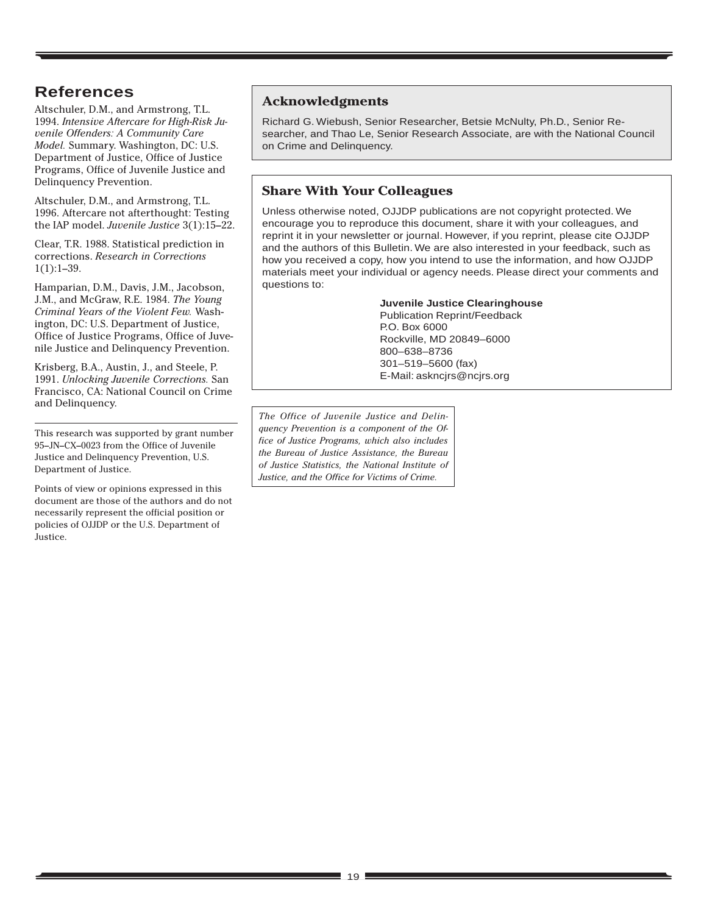## References

Altschuler, D.M., and Armstrong, T.L. 1994. *Intensive Aftercare for High-Risk Juvenile Offenders: A Community Care Model.* Summary. Washington, DC: U.S. Department of Justice, Office of Justice Programs, Office of Juvenile Justice and Delinquency Prevention.

Altschuler, D.M., and Armstrong, T.L. 1996. Aftercare not afterthought: Testing the IAP model. *Juvenile Justice* 3(1):15–22.

Clear, T.R. 1988. Statistical prediction in corrections. *Research in Corrections* 1(1):1–39.

Hamparian, D.M., Davis, J.M., Jacobson, J.M., and McGraw, R.E. 1984. *The Young Criminal Years of the Violent Few.* Washington, DC: U.S. Department of Justice, Office of Justice Programs, Office of Juvenile Justice and Delinquency Prevention.

Krisberg, B.A., Austin, J., and Steele, P. 1991. *Unlocking Juvenile Corrections.* San Francisco, CA: National Council on Crime and Delinquency.

---

This research was supported by grant number 95–JN–CX–0023 from the Office of Juvenile Justice and Delinquency Prevention, U.S. Department of Justice.

Points of view or opinions expressed in this document are those of the authors and do not necessarily represent the official position or policies of OJJDP or the U.S. Department of Justice.

### Acknowledgments

Richard G. Wiebush, Senior Researcher, Betsie McNulty, Ph.D., Senior Researcher, and Thao Le, Senior Research Associate, are with the National Council on Crime and Delinquency.

### Share With Your Colleagues

Unless otherwise noted, OJJDP publications are not copyright protected. We encourage you to reproduce this document, share it with your colleagues, and reprint it in your newsletter or journal. However, if you reprint, please cite OJJDP and the authors of this Bulletin. We are also interested in your feedback, such as how you received a copy, how you intend to use the information, and how OJJDP materials meet your individual or agency needs. Please direct your comments and questions to:

**Juvenile Justice Clearinghouse**
Publication Reprint/Feedback
P.O. Box 6000
Rockville, MD 20849–6000
800–638–8736
301–519–5600 (fax)
E-Mail: askncjrs@ncjrs.org

*The Office of Juvenile Justice and Delinquency Prevention is a component of the Office of Justice Programs, which also includes the Bureau of Justice Assistance, the Bureau of Justice Statistics, the National Institute of Justice, and the Office for Victims of Crime.*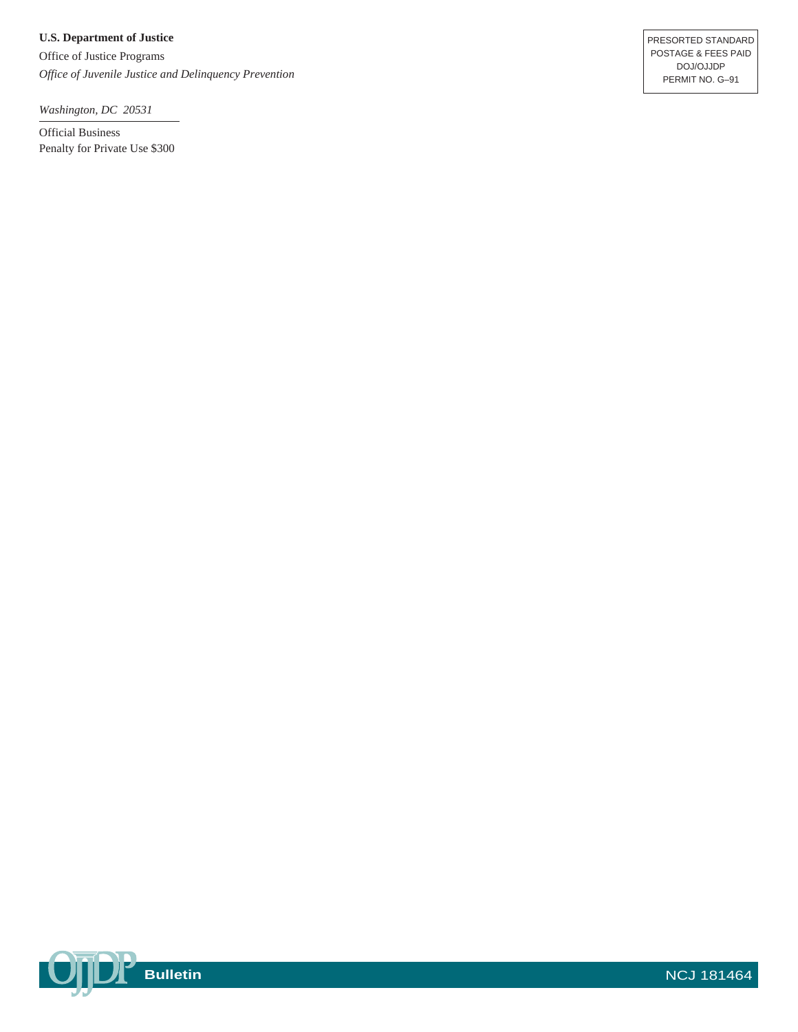**U.S. Department of Justice**

Office of Justice Programs

*Office of Juvenile Justice and Delinquency Prevention*

*Washington, DC 20531*

Official Business

Penalty for Private Use $300

PRESORTED STANDARD
POSTAGE & FEES PAID
DOJ/OJJDP
PERMIT NO. G–91

OJJDP **Bulletin** NCJ 181464